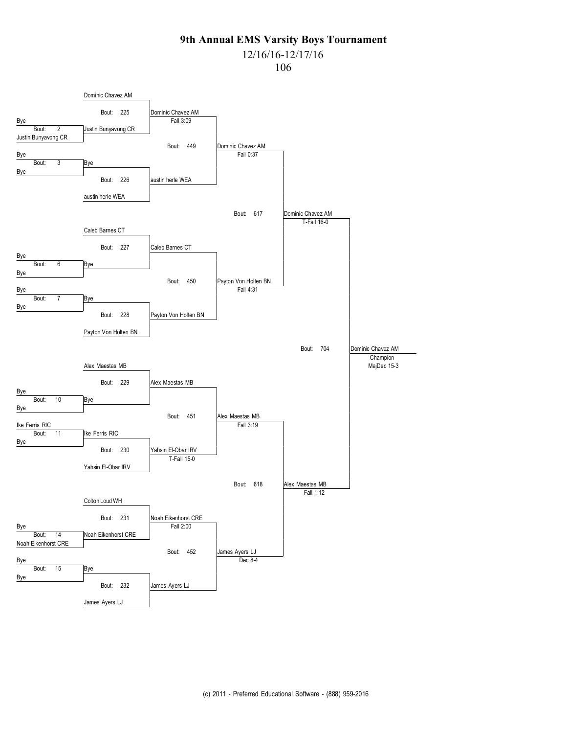# 9th Annual EMS Varsity Boys Tournament

12/16/16-12/17/16

106

## First Round

| Bout | Wrestler 1 | Wrestler 2 | Winner |
|---|---|---|---|
| 2 | Bye | Justin Bunyavong CR | Justin Bunyavong CR |
| 3 | Bye | Bye | Bye |
| 6 | Bye | Bye | Bye |
| 7 | Bye | Bye | Bye |
| 10 | Bye | Bye | Bye |
| 11 | Ike Ferris RIC | Bye | Ike Ferris RIC |
| 14 | Bye | Noah Eikenhorst CRE | Noah Eikenhorst CRE |
| 15 | Bye | Bye | Bye |

## Second Round

| Bout | Wrestler 1 | Wrestler 2 | Winner | Result |
|---|---|---|---|---|
| 225 | Dominic Chavez AM | Justin Bunyavong CR | Dominic Chavez AM | Fall 3:09 |
| 226 | Bye | austin herle WEA | austin herle WEA | |
| 227 | Caleb Barnes CT | Bye | Caleb Barnes CT | |
| 228 | Bye | Payton Von Holten BN | Payton Von Holten BN | |
| 229 | Alex Maestas MB | Bye | Alex Maestas MB | |
| 230 | Ike Ferris RIC | Yahsin El-Obar IRV | Yahsin El-Obar IRV | T-Fall 15-0 |
| 231 | Colton Loud WH | Noah Eikenhorst CRE | Noah Eikenhorst CRE | Fall 2:00 |
| 232 | Bye | James Ayers LJ | James Ayers LJ | |

## Quarterfinals

| Bout | Wrestler 1 | Wrestler 2 | Winner | Result |
|---|---|---|---|---|
| 449 | Dominic Chavez AM | austin herle WEA | Dominic Chavez AM | Fall 0:37 |
| 450 | Caleb Barnes CT | Payton Von Holten BN | Payton Von Holten BN | Fall 4:31 |
| 451 | Alex Maestas MB | Yahsin El-Obar IRV | Alex Maestas MB | Fall 3:19 |
| 452 | Noah Eikenhorst CRE | James Ayers LJ | James Ayers LJ | Dec 8-4 |

## Semifinals

| Bout | Wrestler 1 | Wrestler 2 | Winner | Result |
|---|---|---|---|---|
| 617 | Dominic Chavez AM | Payton Von Holten BN | Dominic Chavez AM | T-Fall 16-0 |
| 618 | Alex Maestas MB | James Ayers LJ | Alex Maestas MB | Fall 1:12 |

## Final

| Bout | Wrestler 1 | Wrestler 2 | Winner | Result |
|---|---|---|---|---|
| 704 | Dominic Chavez AM | Alex Maestas MB | Dominic Chavez AM (Champion) | MajDec 15-3 |

(c) 2011 - Preferred Educational Software - (888) 959-2016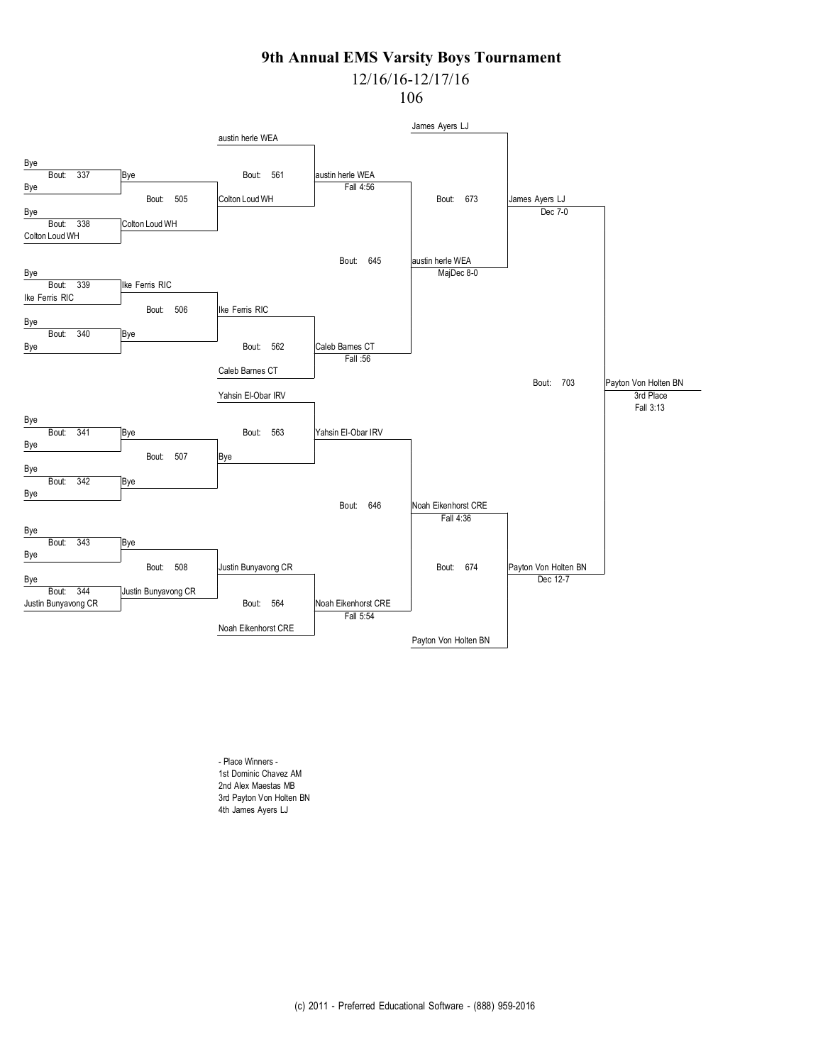# 9th Annual EMS Varsity Boys Tournament

12/16/16-12/17/16

106

**First round (Bouts 337–344)**

| Bout | Wrestler 1 | Wrestler 2 | Winner |
| --- | --- | --- | --- |
| 337 | Bye | Bye | Bye |
| 338 | Bye | Colton Loud WH | Colton Loud WH |
| 339 | Bye | Ike Ferris RIC | Ike Ferris RIC |
| 340 | Bye | Bye | Bye |
| 341 | Bye | Bye | Bye |
| 342 | Bye | Bye | Bye |
| 343 | Bye | Bye | Bye |
| 344 | Bye | Justin Bunyavong CR | Justin Bunyavong CR |

**Second round (Bouts 505–508)**

| Bout | Wrestler 1 | Wrestler 2 | Winner |
| --- | --- | --- | --- |
| 505 | Bye | Colton Loud WH | Colton Loud WH |
| 506 | Ike Ferris RIC | Bye | Ike Ferris RIC |
| 507 | Bye | Bye | Bye |
| 508 | Bye | Justin Bunyavong CR | Justin Bunyavong CR |

**Third round (Bouts 561–564)**

| Bout | Wrestler 1 | Wrestler 2 | Winner | Result |
| --- | --- | --- | --- | --- |
| 561 | austin herle WEA | Colton Loud WH | austin herle WEA | Fall 4:56 |
| 562 | Ike Ferris RIC | Caleb Barnes CT | Caleb Barnes CT | Fall :56 |
| 563 | Yahsin El-Obar IRV | Bye | Yahsin El-Obar IRV | |
| 564 | Justin Bunyavong CR | Noah Eikenhorst CRE | Noah Eikenhorst CRE | Fall 5:54 |

**Fourth round (Bouts 645–646)**

| Bout | Wrestler 1 | Wrestler 2 | Winner | Result |
| --- | --- | --- | --- | --- |
| 645 | austin herle WEA | Caleb Barnes CT | austin herle WEA | MajDec 8-0 |
| 646 | Yahsin El-Obar IRV | Noah Eikenhorst CRE | Noah Eikenhorst CRE | Fall 4:36 |

**Fifth round (Bouts 673–674)**

| Bout | Wrestler 1 | Wrestler 2 | Winner | Result |
| --- | --- | --- | --- | --- |
| 673 | James Ayers LJ | austin herle WEA | James Ayers LJ | Dec 7-0 |
| 674 | Noah Eikenhorst CRE | Payton Von Holten BN | Payton Von Holten BN | Dec 12-7 |

**3rd Place (Bout 703)**

| Bout | Wrestler 1 | Wrestler 2 | Winner | Result |
| --- | --- | --- | --- | --- |
| 703 | James Ayers LJ | Payton Von Holten BN | Payton Von Holten BN (3rd Place) | Fall 3:13 |

- Place Winners -

1st Dominic Chavez AM

2nd Alex Maestas MB

3rd Payton Von Holten BN

4th James Ayers LJ

(c) 2011 - Preferred Educational Software - (888) 959-2016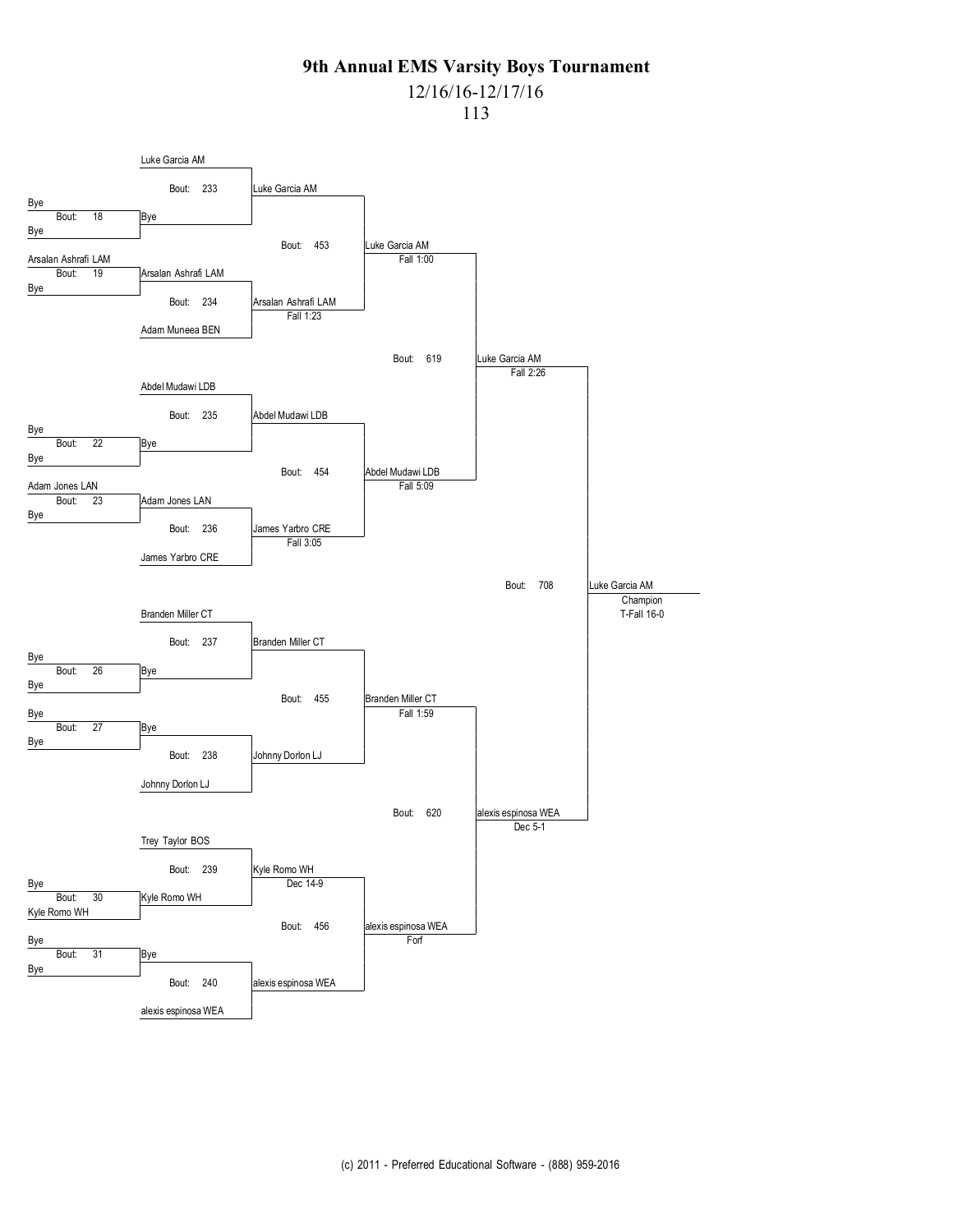# 9th Annual EMS Varsity Boys Tournament

12/16/16-12/17/16

113

### Preliminary Round

| Bout | Wrestler 1 | Wrestler 2 | Winner |
|---|---|---|---|
| 18 | Bye | Bye | Bye |
| 19 | Arsalan Ashrafi LAM | Bye | Arsalan Ashrafi LAM |
| 22 | Bye | Bye | Bye |
| 23 | Adam Jones LAN | Bye | Adam Jones LAN |
| 26 | Bye | Bye | Bye |
| 27 | Bye | Bye | Bye |
| 30 | Bye | Kyle Romo WH | Kyle Romo WH |
| 31 | Bye | Bye | Bye |

### First Round

| Bout | Wrestler 1 | Wrestler 2 | Winner | Result |
|---|---|---|---|---|
| 233 | Luke Garcia AM | Bye | Luke Garcia AM | |
| 234 | Arsalan Ashrafi LAM | Adam Muneea BEN | Arsalan Ashrafi LAM | Fall 1:23 |
| 235 | Abdel Mudawi LDB | Bye | Abdel Mudawi LDB | |
| 236 | Adam Jones LAN | James Yarbro CRE | James Yarbro CRE | Fall 3:05 |
| 237 | Branden Miller CT | Bye | Branden Miller CT | |
| 238 | Bye | Johnny Dorlon LJ | Johnny Dorlon LJ | |
| 239 | Trey Taylor BOS | Kyle Romo WH | Kyle Romo WH | Dec 14-9 |
| 240 | Bye | alexis espinosa WEA | alexis espinosa WEA | |

### Quarterfinals

| Bout | Wrestler 1 | Wrestler 2 | Winner | Result |
|---|---|---|---|---|
| 453 | Luke Garcia AM | Arsalan Ashrafi LAM | Luke Garcia AM | Fall 1:00 |
| 454 | Abdel Mudawi LDB | James Yarbro CRE | Abdel Mudawi LDB | Fall 5:09 |
| 455 | Branden Miller CT | Johnny Dorlon LJ | Branden Miller CT | Fall 1:59 |
| 456 | Kyle Romo WH | alexis espinosa WEA | alexis espinosa WEA | Forf |

### Semifinals

| Bout | Wrestler 1 | Wrestler 2 | Winner | Result |
|---|---|---|---|---|
| 619 | Luke Garcia AM | Abdel Mudawi LDB | Luke Garcia AM | Fall 2:26 |
| 620 | Branden Miller CT | alexis espinosa WEA | alexis espinosa WEA | Dec 5-1 |

### Final

| Bout | Wrestler 1 | Wrestler 2 | Winner | Result |
|---|---|---|---|---|
| 708 | Luke Garcia AM | alexis espinosa WEA | Luke Garcia AM (Champion) | T-Fall 16-0 |

(c) 2011 - Preferred Educational Software - (888) 959-2016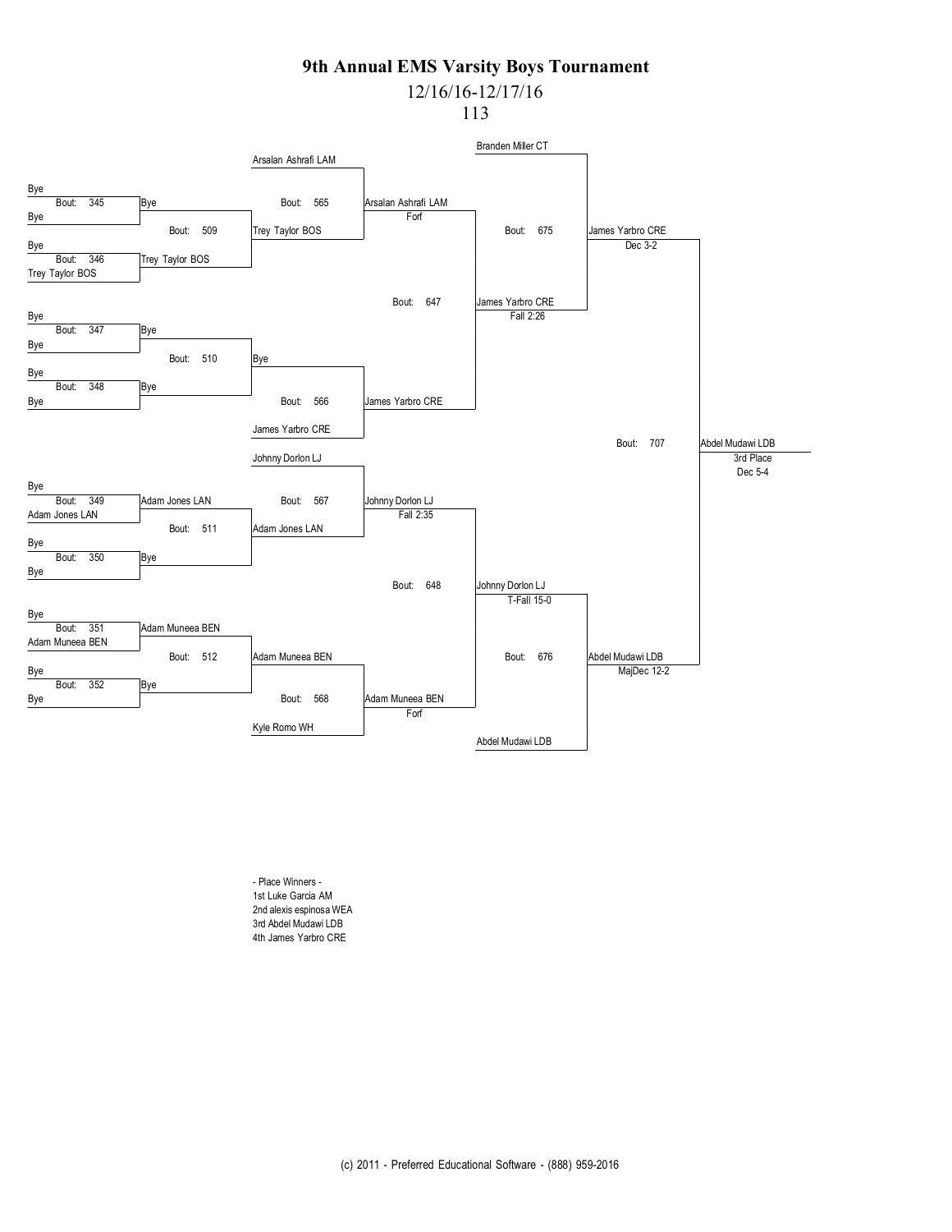# 9th Annual EMS Varsity Boys Tournament

12/16/16-12/17/16

113

| Bout | Wrestler 1 | Wrestler 2 | Winner | Result |
|---|---|---|---|---|
| 345 | Bye | Bye | Bye | |
| 346 | Bye | Trey Taylor BOS | Trey Taylor BOS | |
| 347 | Bye | Bye | Bye | |
| 348 | Bye | Bye | Bye | |
| 349 | Bye | Adam Jones LAN | Adam Jones LAN | |
| 350 | Bye | Bye | Bye | |
| 351 | Bye | Adam Muneea BEN | Adam Muneea BEN | |
| 352 | Bye | Bye | Bye | |
| 509 | Bye | Trey Taylor BOS | Trey Taylor BOS | |
| 510 | Bye | Bye | Bye | |
| 511 | Adam Jones LAN | Bye | Adam Jones LAN | |
| 512 | Adam Muneea BEN | Bye | Adam Muneea BEN | |
| 565 | Arsalan Ashrafi LAM | Trey Taylor BOS | Arsalan Ashrafi LAM | Forf |
| 566 | Bye | James Yarbro CRE | James Yarbro CRE | |
| 567 | Johnny Dorlon LJ | Adam Jones LAN | Johnny Dorlon LJ | Fall 2:35 |
| 568 | Adam Muneea BEN | Kyle Romo WH | Adam Muneea BEN | Forf |
| 647 | Arsalan Ashrafi LAM | James Yarbro CRE | James Yarbro CRE | Fall 2:26 |
| 648 | Johnny Dorlon LJ | Adam Muneea BEN | Johnny Dorlon LJ | T-Fall 15-0 |
| 675 | Branden Miller CT | James Yarbro CRE | James Yarbro CRE | Dec 3-2 |
| 676 | Johnny Dorlon LJ | Abdel Mudawi LDB | Abdel Mudawi LDB | MajDec 12-2 |
| 707 | James Yarbro CRE | Abdel Mudawi LDB | Abdel Mudawi LDB | 3rd Place Dec 5-4 |

- Place Winners -

1st Luke Garcia AM

2nd alexis espinosa WEA

3rd Abdel Mudawi LDB

4th James Yarbro CRE

(c) 2011 - Preferred Educational Software - (888) 959-2016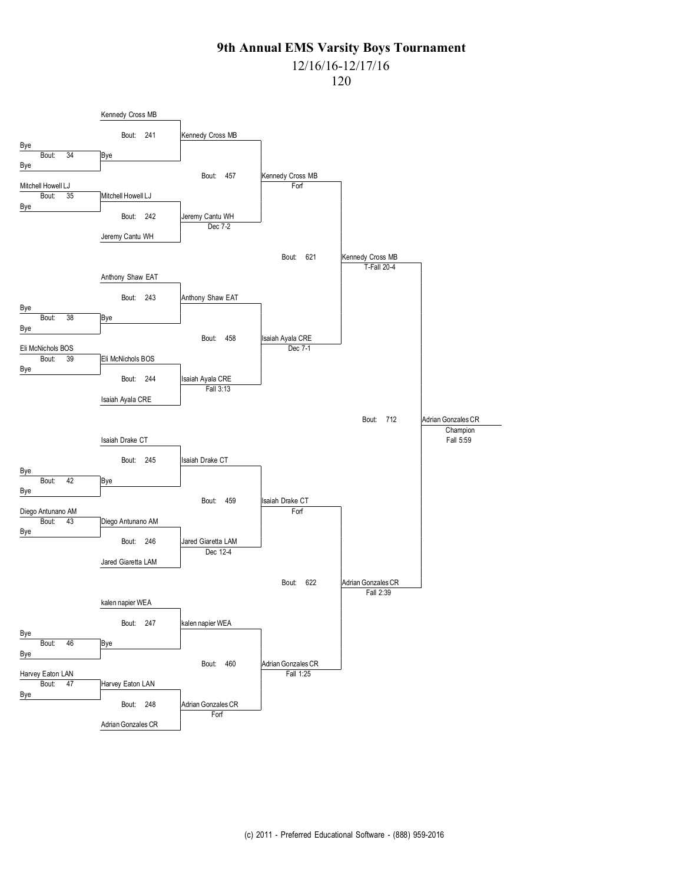# 9th Annual EMS Varsity Boys Tournament

12/16/16-12/17/16

120

## First Round

| Bout | Wrestler 1 | Wrestler 2 | Winner | Result |
|---|---|---|---|---|
| 34 | Bye | Bye | Bye | |
| 35 | Mitchell Howell LJ | Bye | Mitchell Howell LJ | |
| 38 | Bye | Bye | Bye | |
| 39 | Eli McNichols BOS | Bye | Eli McNichols BOS | |
| 42 | Bye | Bye | Bye | |
| 43 | Diego Antunano AM | Bye | Diego Antunano AM | |
| 46 | Bye | Bye | Bye | |
| 47 | Harvey Eaton LAN | Bye | Harvey Eaton LAN | |

## Second Round

| Bout | Wrestler 1 | Wrestler 2 | Winner | Result |
|---|---|---|---|---|
| 241 | Kennedy Cross MB | Bye | Kennedy Cross MB | |
| 242 | Mitchell Howell LJ | Jeremy Cantu WH | Jeremy Cantu WH | Dec 7-2 |
| 243 | Anthony Shaw EAT | Bye | Anthony Shaw EAT | |
| 244 | Eli McNichols BOS | Isaiah Ayala CRE | Isaiah Ayala CRE | Fall 3:13 |
| 245 | Isaiah Drake CT | Bye | Isaiah Drake CT | |
| 246 | Diego Antunano AM | Jared Giaretta LAM | Jared Giaretta LAM | Dec 12-4 |
| 247 | kalen napier WEA | Bye | kalen napier WEA | |
| 248 | Harvey Eaton LAN | Adrian Gonzales CR | Adrian Gonzales CR | Forf |

## Quarterfinals

| Bout | Wrestler 1 | Wrestler 2 | Winner | Result |
|---|---|---|---|---|
| 457 | Kennedy Cross MB | Jeremy Cantu WH | Kennedy Cross MB | Forf |
| 458 | Anthony Shaw EAT | Isaiah Ayala CRE | Isaiah Ayala CRE | Dec 7-1 |
| 459 | Isaiah Drake CT | Jared Giaretta LAM | Isaiah Drake CT | Forf |
| 460 | kalen napier WEA | Adrian Gonzales CR | Adrian Gonzales CR | Fall 1:25 |

## Semifinals

| Bout | Wrestler 1 | Wrestler 2 | Winner | Result |
|---|---|---|---|---|
| 621 | Kennedy Cross MB | Isaiah Ayala CRE | Kennedy Cross MB | T-Fall 20-4 |
| 622 | Isaiah Drake CT | Adrian Gonzales CR | Adrian Gonzales CR | Fall 2:39 |

## Final

| Bout | Wrestler 1 | Wrestler 2 | Winner | Result |
|---|---|---|---|---|
| 712 | Kennedy Cross MB | Adrian Gonzales CR | Adrian Gonzales CR (Champion) | Fall 5:59 |

(c) 2011 - Preferred Educational Software - (888) 959-2016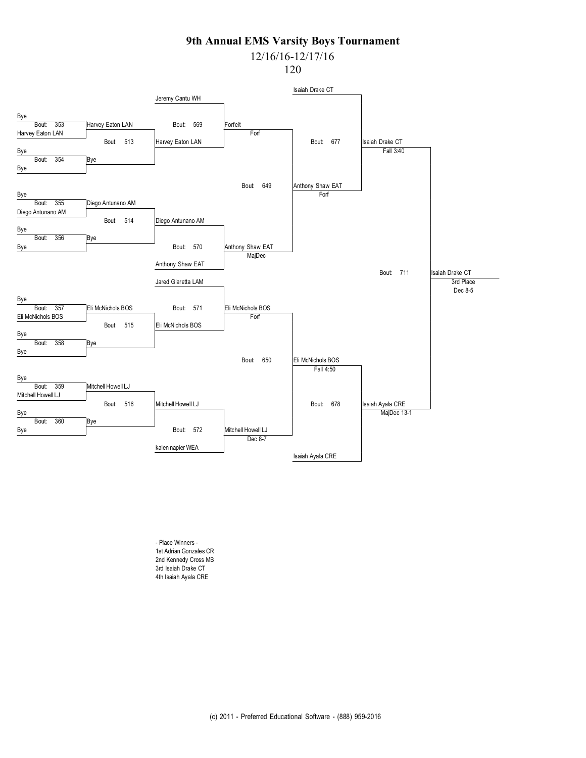# 9th Annual EMS Varsity Boys Tournament

12/16/16-12/17/16

120

| Round 1 | | Round 2 | | Round 3 | | Round 4 | | Round 5 | | 3rd Place |
|---|---|---|---|---|---|---|---|---|---|---|
| Bye | Bout: 353 | Harvey Eaton LAN | Bout: 513 | Harvey Eaton LAN | Bout: 569 | Forfeit (Forf) | | | | |
| Harvey Eaton LAN | | | | Jeremy Cantu WH | | | | | | |
| Bye | Bout: 354 | Bye | | | | | Bout: 649 | Anthony Shaw EAT (Forf) | Bout: 677 | Isaiah Drake CT (Fall 3:40) |
| Bye | | | | | | | | Isaiah Drake CT | | |
| Bye | Bout: 355 | Diego Antunano AM | Bout: 514 | Diego Antunano AM | Bout: 570 | Anthony Shaw EAT (MajDec) | | | | |
| Diego Antunano AM | | | | Anthony Shaw EAT | | | | | | |
| Bye | Bout: 356 | Bye | | | | | | | | |
| Bye | | | | | | | | | | |
| Bye | Bout: 357 | Eli McNichols BOS | Bout: 515 | Eli McNichols BOS | Bout: 571 | Eli McNichols BOS (Forf) | | | | |
| Eli McNichols BOS | | | | Jared Giaretta LAM | | | | | | |
| Bye | Bout: 358 | Bye | | | | | Bout: 650 | Eli McNichols BOS (Fall 4:50) | Bout: 678 | Isaiah Ayala CRE (MajDec 13-1) |
| Bye | | | | | | | | Isaiah Ayala CRE | | |
| Bye | Bout: 359 | Mitchell Howell LJ | Bout: 516 | Mitchell Howell LJ | Bout: 572 | Mitchell Howell LJ (Dec 8-7) | | | | |
| Mitchell Howell LJ | | | | kalen napier WEA | | | | | | |
| Bye | Bout: 360 | Bye | | | | | | | | |
| Bye | | | | | | | | | | |

Bout: 711 — Isaiah Drake CT, 3rd Place, Dec 8-5

- Place Winners -
1st Adrian Gonzales CR
2nd Kennedy Cross MB
3rd Isaiah Drake CT
4th Isaiah Ayala CRE

(c) 2011 - Preferred Educational Software - (888) 959-2016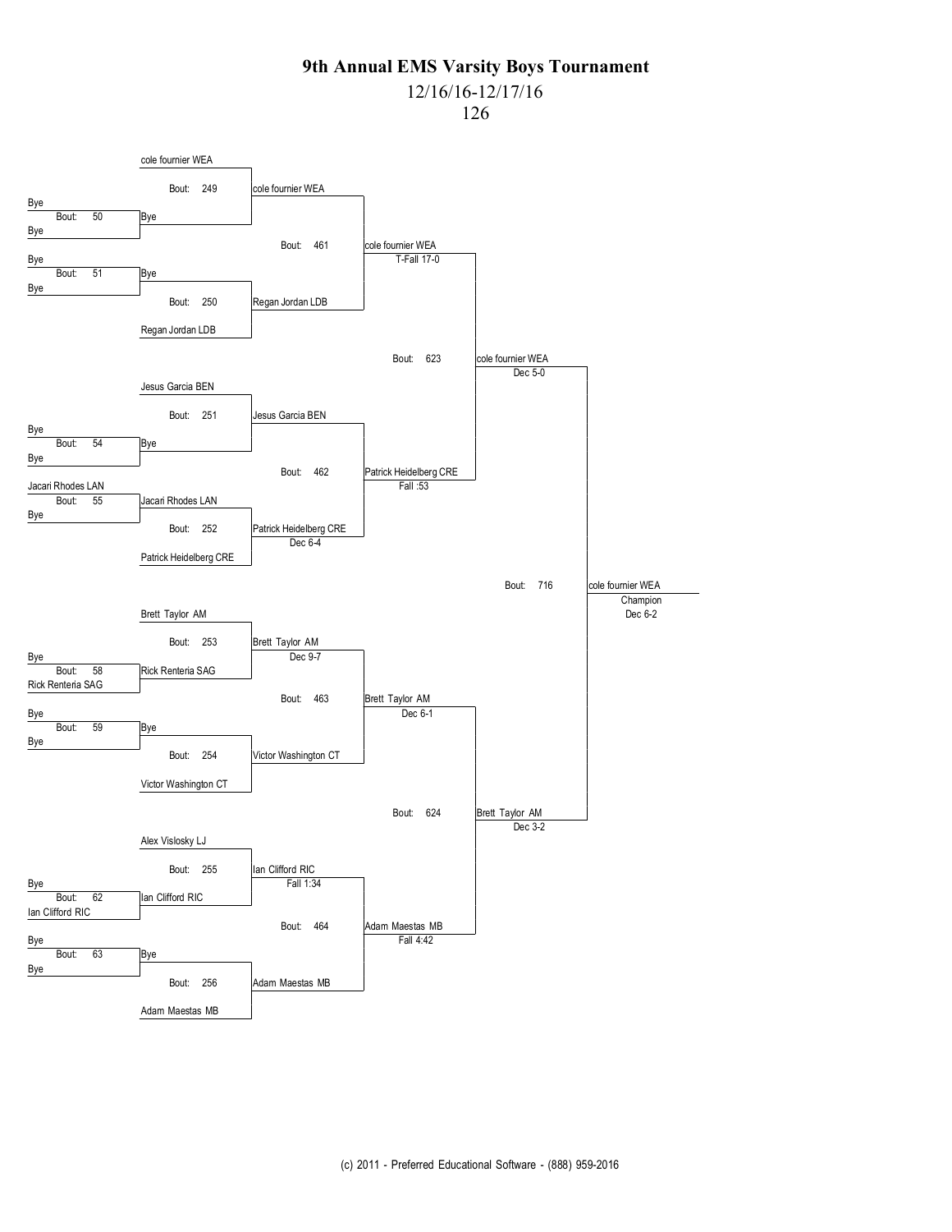# 9th Annual EMS Varsity Boys Tournament

12/16/16-12/17/16

126

| Round | Bout | Wrestler 1 | Wrestler 2 | Winner | Result |
|---|---|---|---|---|---|
| Preliminary | 50 | Bye | Bye | Bye | |
| Preliminary | 51 | Bye | Bye | Bye | |
| Preliminary | 54 | Bye | Bye | Bye | |
| Preliminary | 55 | Jacari Rhodes LAN | Bye | Jacari Rhodes LAN | |
| Preliminary | 58 | Bye | Rick Renteria SAG | Rick Renteria SAG | |
| Preliminary | 59 | Bye | Bye | Bye | |
| Preliminary | 62 | Bye | Ian Clifford RIC | Ian Clifford RIC | |
| Preliminary | 63 | Bye | Bye | Bye | |
| Round 1 | 249 | cole fournier WEA | Bye | cole fournier WEA | |
| Round 1 | 250 | Bye | Regan Jordan LDB | Regan Jordan LDB | |
| Round 1 | 251 | Jesus Garcia BEN | Bye | Jesus Garcia BEN | |
| Round 1 | 252 | Jacari Rhodes LAN | Patrick Heidelberg CRE | Patrick Heidelberg CRE | Dec 6-4 |
| Round 1 | 253 | Brett Taylor AM | Rick Renteria SAG | Brett Taylor AM | Dec 9-7 |
| Round 1 | 254 | Bye | Victor Washington CT | Victor Washington CT | |
| Round 1 | 255 | Alex Vislosky LJ | Ian Clifford RIC | Ian Clifford RIC | Fall 1:34 |
| Round 1 | 256 | Bye | Adam Maestas MB | Adam Maestas MB | |
| Quarterfinal | 461 | cole fournier WEA | Regan Jordan LDB | cole fournier WEA | T-Fall 17-0 |
| Quarterfinal | 462 | Jesus Garcia BEN | Patrick Heidelberg CRE | Patrick Heidelberg CRE | Fall :53 |
| Quarterfinal | 463 | Brett Taylor AM | Victor Washington CT | Brett Taylor AM | Dec 6-1 |
| Quarterfinal | 464 | Ian Clifford RIC | Adam Maestas MB | Adam Maestas MB | Fall 4:42 |
| Semifinal | 623 | cole fournier WEA | Patrick Heidelberg CRE | cole fournier WEA | Dec 5-0 |
| Semifinal | 624 | Brett Taylor AM | Adam Maestas MB | Brett Taylor AM | Dec 3-2 |
| Final | 716 | cole fournier WEA | Brett Taylor AM | cole fournier WEA (Champion) | Dec 6-2 |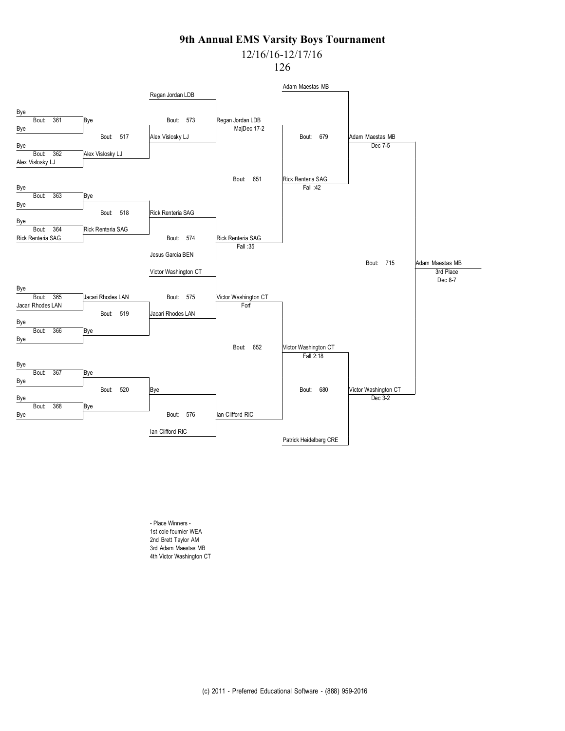# 9th Annual EMS Varsity Boys Tournament

12/16/16-12/17/16

126

| Bout | Wrestler 1 | Wrestler 2 | Winner | Result |
|---|---|---|---|---|
| 361 | Bye | Bye | Bye | |
| 362 | Bye | Alex Vislosky LJ | Alex Vislosky LJ | |
| 363 | Bye | Bye | Bye | |
| 364 | Bye | Rick Renteria SAG | Rick Renteria SAG | |
| 365 | Bye | Jacari Rhodes LAN | Jacari Rhodes LAN | |
| 366 | Bye | Bye | Bye | |
| 367 | Bye | Bye | Bye | |
| 368 | Bye | Bye | Bye | |
| 517 | Bye | Alex Vislosky LJ | Alex Vislosky LJ | |
| 518 | Bye | Rick Renteria SAG | Rick Renteria SAG | |
| 519 | Jacari Rhodes LAN | Bye | Jacari Rhodes LAN | |
| 520 | Bye | Bye | Bye | |
| 573 | Regan Jordan LDB | Alex Vislosky LJ | Regan Jordan LDB | MajDec 17-2 |
| 574 | Rick Renteria SAG | Jesus Garcia BEN | Rick Renteria SAG | Fall :35 |
| 575 | Victor Washington CT | Jacari Rhodes LAN | Victor Washington CT | Forf |
| 576 | Bye | Ian Clifford RIC | Ian Clifford RIC | |
| 651 | Regan Jordan LDB | Rick Renteria SAG | Rick Renteria SAG | Fall :42 |
| 652 | Victor Washington CT | Ian Clifford RIC | Victor Washington CT | Fall 2:18 |
| 679 | Adam Maestas MB | Rick Renteria SAG | Adam Maestas MB | Dec 7-5 |
| 680 | Victor Washington CT | Patrick Heidelberg CRE | Victor Washington CT | Dec 3-2 |
| 715 | Adam Maestas MB | Victor Washington CT | Adam Maestas MB (3rd Place) | Dec 8-7 |

- Place Winners -

1st cole fournier WEA

2nd Brett Taylor AM

3rd Adam Maestas MB

4th Victor Washington CT

(c) 2011 - Preferred Educational Software - (888) 959-2016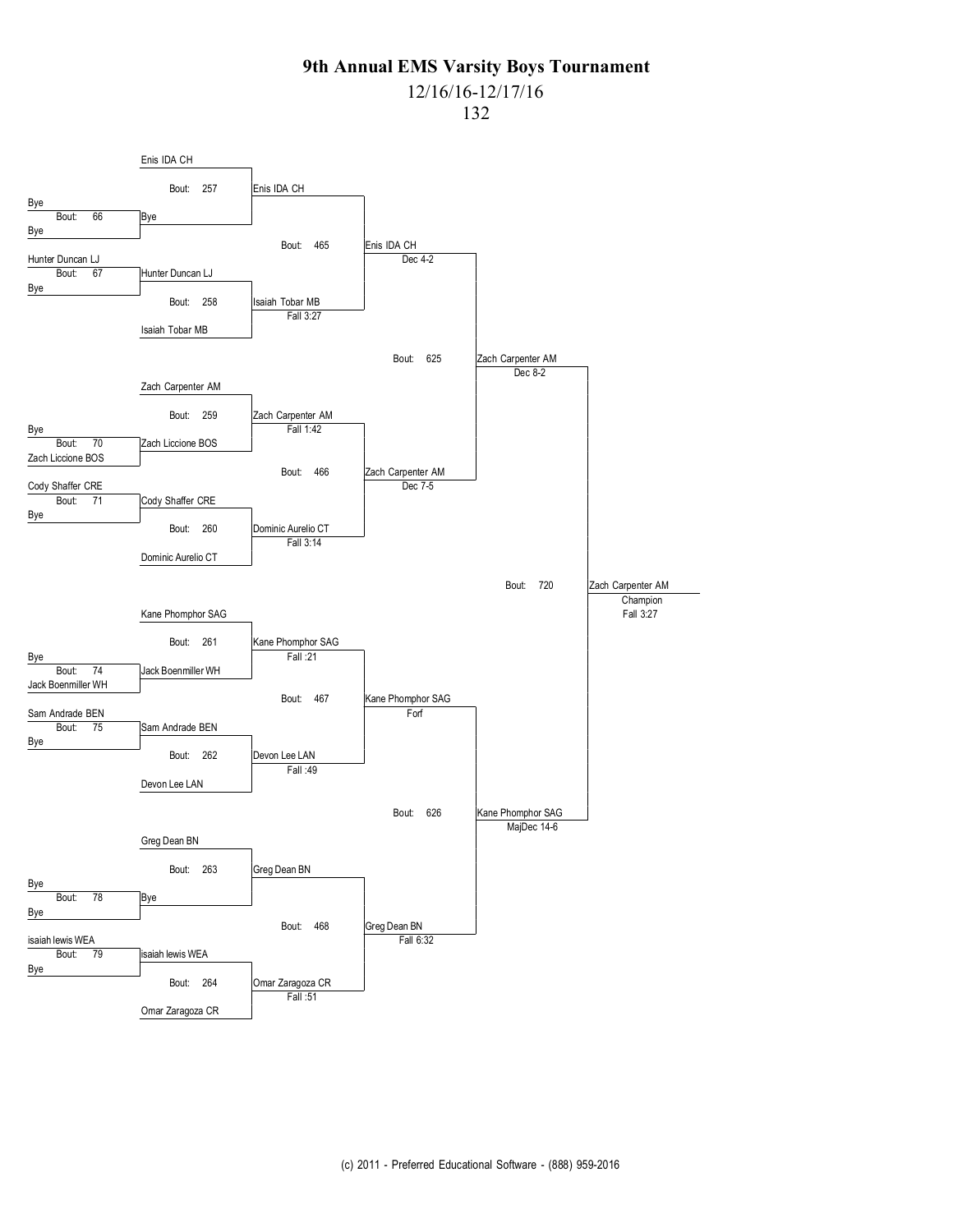# 9th Annual EMS Varsity Boys Tournament

12/16/16-12/17/16

132

## First Round

| Bout | Wrestler 1 | Wrestler 2 | Winner |
| --- | --- | --- | --- |
| 66 | Bye | Bye | Bye |
| 67 | Hunter Duncan LJ | Bye | Hunter Duncan LJ |
| 70 | Bye | Zach Liccione BOS | Zach Liccione BOS |
| 71 | Cody Shaffer CRE | Bye | Cody Shaffer CRE |
| 74 | Bye | Jack Boenmiller WH | Jack Boenmiller WH |
| 75 | Sam Andrade BEN | Bye | Sam Andrade BEN |
| 78 | Bye | Bye | Bye |
| 79 | isaiah lewis WEA | Bye | isaiah lewis WEA |

## Second Round

| Bout | Wrestler 1 | Wrestler 2 | Winner | Result |
| --- | --- | --- | --- | --- |
| 257 | Enis IDA CH | Bye | Enis IDA CH | |
| 258 | Hunter Duncan LJ | Isaiah Tobar MB | Isaiah Tobar MB | Fall 3:27 |
| 259 | Zach Carpenter AM | Zach Liccione BOS | Zach Carpenter AM | Fall 1:42 |
| 260 | Cody Shaffer CRE | Dominic Aurelio CT | Dominic Aurelio CT | Fall 3:14 |
| 261 | Kane Phomphor SAG | Jack Boenmiller WH | Kane Phomphor SAG | Fall :21 |
| 262 | Sam Andrade BEN | Devon Lee LAN | Devon Lee LAN | Fall :49 |
| 263 | Greg Dean BN | Bye | Greg Dean BN | |
| 264 | isaiah lewis WEA | Omar Zaragoza CR | Omar Zaragoza CR | Fall :51 |

## Quarterfinals

| Bout | Wrestler 1 | Wrestler 2 | Winner | Result |
| --- | --- | --- | --- | --- |
| 465 | Enis IDA CH | Isaiah Tobar MB | Enis IDA CH | Dec 4-2 |
| 466 | Zach Carpenter AM | Dominic Aurelio CT | Zach Carpenter AM | Dec 7-5 |
| 467 | Kane Phomphor SAG | Devon Lee LAN | Kane Phomphor SAG | Forf |
| 468 | Greg Dean BN | Omar Zaragoza CR | Greg Dean BN | Fall 6:32 |

## Semifinals

| Bout | Wrestler 1 | Wrestler 2 | Winner | Result |
| --- | --- | --- | --- | --- |
| 625 | Enis IDA CH | Zach Carpenter AM | Zach Carpenter AM | Dec 8-2 |
| 626 | Kane Phomphor SAG | Greg Dean BN | Kane Phomphor SAG | MajDec 14-6 |

## Final

| Bout | Wrestler 1 | Wrestler 2 | Winner | Result |
| --- | --- | --- | --- | --- |
| 720 | Zach Carpenter AM | Kane Phomphor SAG | Zach Carpenter AM (Champion) | Fall 3:27 |

(c) 2011 - Preferred Educational Software - (888) 959-2016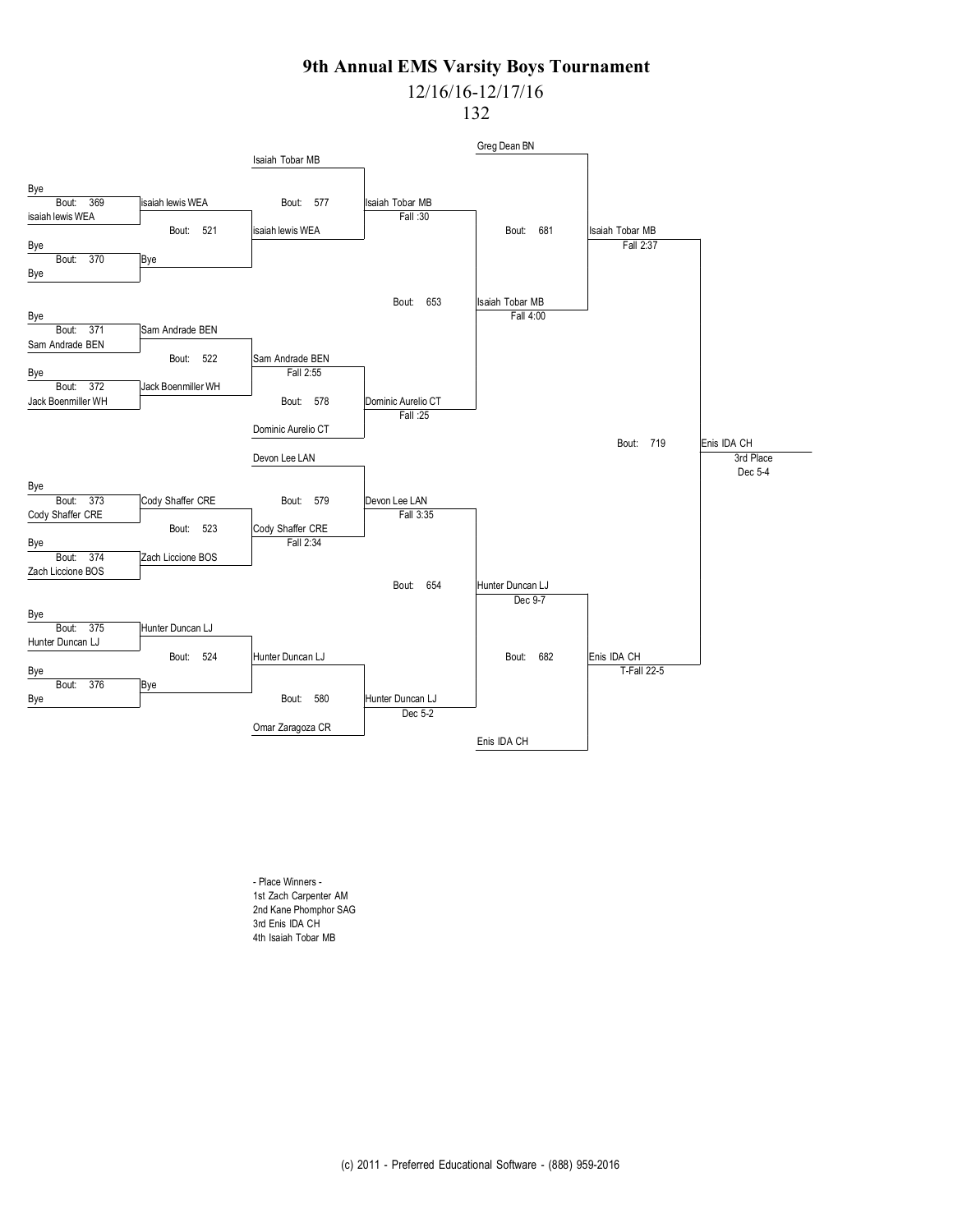# 9th Annual EMS Varsity Boys Tournament

12/16/16-12/17/16

132

**Round 1**

- Bout: 369 — Bye vs. isaiah lewis WEA → isaiah lewis WEA
- Bout: 370 — Bye vs. Bye → Bye
- Bout: 371 — Bye vs. Sam Andrade BEN → Sam Andrade BEN
- Bout: 372 — Bye vs. Jack Boenmiller WH → Jack Boenmiller WH
- Bout: 373 — Bye vs. Cody Shaffer CRE → Cody Shaffer CRE
- Bout: 374 — Bye vs. Zach Liccione BOS → Zach Liccione BOS
- Bout: 375 — Bye vs. Hunter Duncan LJ → Hunter Duncan LJ
- Bout: 376 — Bye vs. Bye → Bye

**Round 2**

- Bout: 521 — isaiah lewis WEA vs. Bye → isaiah lewis WEA
- Bout: 522 — Sam Andrade BEN vs. Jack Boenmiller WH → Sam Andrade BEN, Fall 2:55
- Bout: 523 — Cody Shaffer CRE vs. Zach Liccione BOS → Cody Shaffer CRE, Fall 2:34
- Bout: 524 — Hunter Duncan LJ vs. Bye → Hunter Duncan LJ

**Round 3**

- Bout: 577 — Isaiah Tobar MB vs. isaiah lewis WEA → Isaiah Tobar MB, Fall :30
- Bout: 578 — Sam Andrade BEN vs. Dominic Aurelio CT → Dominic Aurelio CT, Fall :25
- Bout: 579 — Devon Lee LAN vs. Cody Shaffer CRE → Devon Lee LAN, Fall 3:35
- Bout: 580 — Hunter Duncan LJ vs. Omar Zaragoza CR → Hunter Duncan LJ, Dec 5-2

**Round 4**

- Bout: 653 — Isaiah Tobar MB vs. Dominic Aurelio CT → Isaiah Tobar MB, Fall 4:00
- Bout: 654 — Devon Lee LAN vs. Hunter Duncan LJ → Hunter Duncan LJ, Dec 9-7

**Round 5**

- Bout: 681 — Greg Dean BN vs. Isaiah Tobar MB → Isaiah Tobar MB, Fall 2:37
- Bout: 682 — Hunter Duncan LJ vs. Enis IDA CH → Enis IDA CH, T-Fall 22-5

**3rd Place**

- Bout: 719 — Isaiah Tobar MB vs. Enis IDA CH → Enis IDA CH, 3rd Place, Dec 5-4

- Place Winners -

1st Zach Carpenter AM
2nd Kane Phomphor SAG
3rd Enis IDA CH
4th Isaiah Tobar MB

(c) 2011 - Preferred Educational Software - (888) 959-2016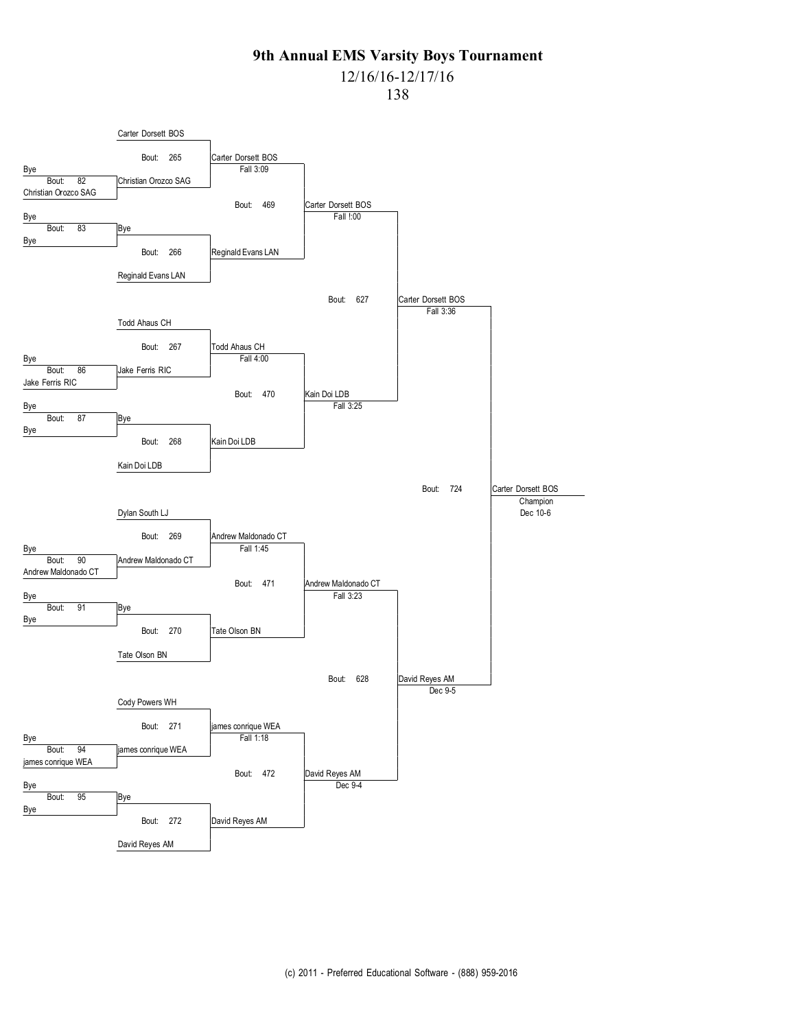# 9th Annual EMS Varsity Boys Tournament

12/16/16-12/17/16

138

## First Round (Byes)

| Bout | Wrestler 1 | Wrestler 2 | Winner |
|---|---|---|---|
| 82 | Bye | Christian Orozco SAG | Christian Orozco SAG |
| 83 | Bye | Bye | Bye |
| 86 | Bye | Jake Ferris RIC | Jake Ferris RIC |
| 87 | Bye | Bye | Bye |
| 90 | Bye | Andrew Maldonado CT | Andrew Maldonado CT |
| 91 | Bye | Bye | Bye |
| 94 | Bye | james conrique WEA | james conrique WEA |
| 95 | Bye | Bye | Bye |

## Second Round

| Bout | Wrestler 1 | Wrestler 2 | Winner | Result |
|---|---|---|---|---|
| 265 | Carter Dorsett BOS | Christian Orozco SAG | Carter Dorsett BOS | Fall 3:09 |
| 266 | Bye | Reginald Evans LAN | Reginald Evans LAN | |
| 267 | Todd Ahaus CH | Jake Ferris RIC | Todd Ahaus CH | Fall 4:00 |
| 268 | Bye | Kain Doi LDB | Kain Doi LDB | |
| 269 | Dylan South LJ | Andrew Maldonado CT | Andrew Maldonado CT | Fall 1:45 |
| 270 | Bye | Tate Olson BN | Tate Olson BN | |
| 271 | Cody Powers WH | james conrique WEA | james conrique WEA | Fall 1:18 |
| 272 | Bye | David Reyes AM | David Reyes AM | |

## Quarterfinals

| Bout | Wrestler 1 | Wrestler 2 | Winner | Result |
|---|---|---|---|---|
| 469 | Carter Dorsett BOS | Reginald Evans LAN | Carter Dorsett BOS | Fall !:00 |
| 470 | Todd Ahaus CH | Kain Doi LDB | Kain Doi LDB | Fall 3:25 |
| 471 | Andrew Maldonado CT | Tate Olson BN | Andrew Maldonado CT | Fall 3:23 |
| 472 | james conrique WEA | David Reyes AM | David Reyes AM | Dec 9-4 |

## Semifinals

| Bout | Wrestler 1 | Wrestler 2 | Winner | Result |
|---|---|---|---|---|
| 627 | Carter Dorsett BOS | Kain Doi LDB | Carter Dorsett BOS | Fall 3:36 |
| 628 | Andrew Maldonado CT | David Reyes AM | David Reyes AM | Dec 9-5 |

## Final

| Bout | Wrestler 1 | Wrestler 2 | Winner | Result |
|---|---|---|---|---|
| 724 | Carter Dorsett BOS | David Reyes AM | Carter Dorsett BOS (Champion) | Dec 10-6 |

(c) 2011 - Preferred Educational Software - (888) 959-2016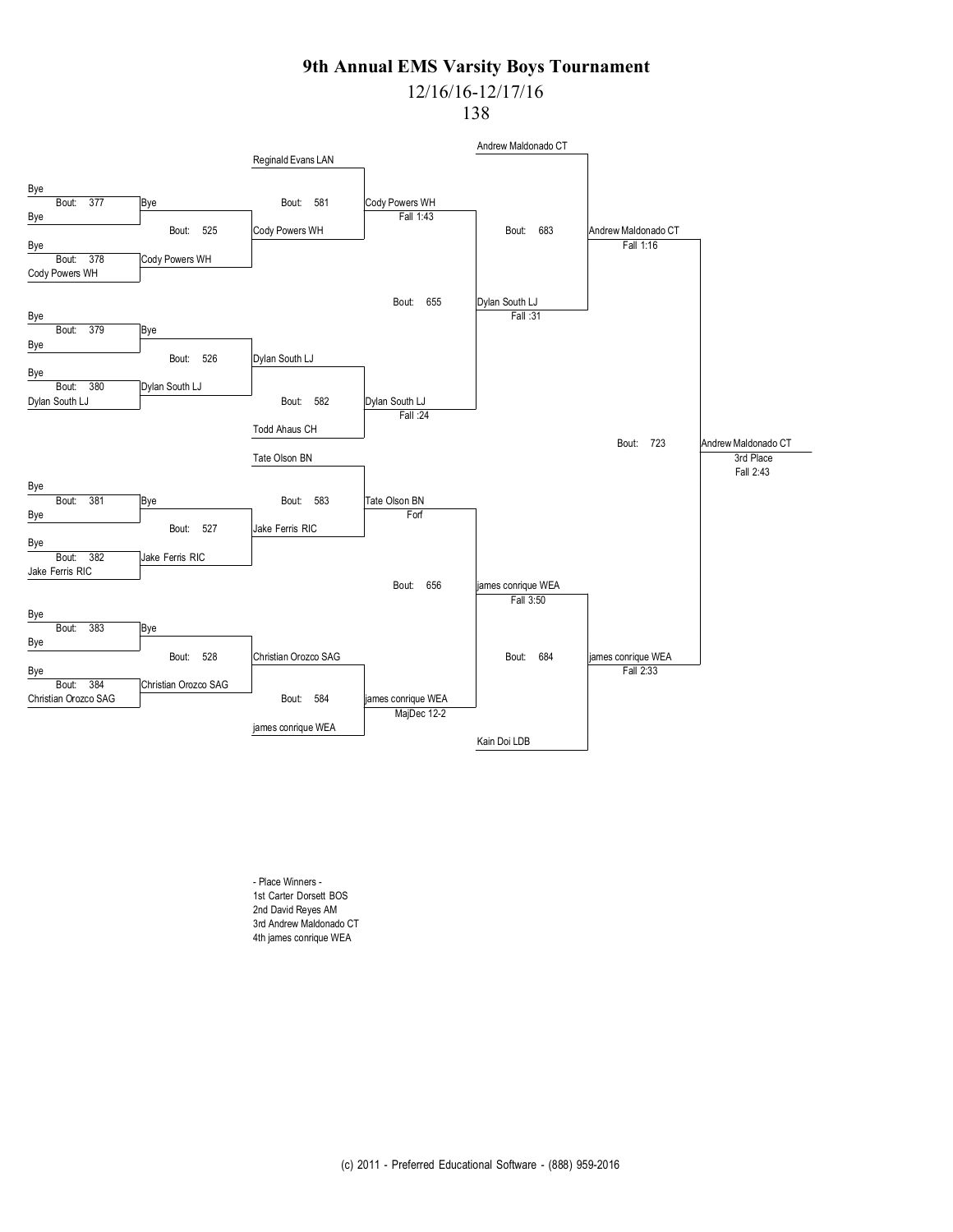# 9th Annual EMS Varsity Boys Tournament

12/16/16-12/17/16

138

**First Round Consolation**

| Bout | Wrestler 1 | Wrestler 2 | Winner |
|---|---|---|---|
| 377 | Bye | Bye | Bye |
| 378 | Bye | Cody Powers WH | Cody Powers WH |
| 379 | Bye | Bye | Bye |
| 380 | Bye | Dylan South LJ | Dylan South LJ |
| 381 | Bye | Bye | Bye |
| 382 | Bye | Jake Ferris RIC | Jake Ferris RIC |
| 383 | Bye | Bye | Bye |
| 384 | Bye | Christian Orozco SAG | Christian Orozco SAG |

**Second Round Consolation**

| Bout | Wrestler 1 | Wrestler 2 | Winner |
|---|---|---|---|
| 525 | Bye | Cody Powers WH | Cody Powers WH |
| 526 | Bye | Dylan South LJ | Dylan South LJ |
| 527 | Bye | Jake Ferris RIC | Jake Ferris RIC |
| 528 | Bye | Christian Orozco SAG | Christian Orozco SAG |

**Third Round Consolation**

| Bout | Wrestler 1 | Wrestler 2 | Winner | Result |
|---|---|---|---|---|
| 581 | Reginald Evans LAN | Cody Powers WH | Cody Powers WH | Fall 1:43 |
| 582 | Dylan South LJ | Todd Ahaus CH | Dylan South LJ | Fall :24 |
| 583 | Tate Olson BN | Jake Ferris RIC | Tate Olson BN | Forf |
| 584 | Christian Orozco SAG | james conrique WEA | james conrique WEA | MajDec 12-2 |

**Fourth Round Consolation**

| Bout | Wrestler 1 | Wrestler 2 | Winner | Result |
|---|---|---|---|---|
| 655 | Cody Powers WH | Dylan South LJ | Dylan South LJ | Fall :31 |
| 656 | Tate Olson BN | james conrique WEA | james conrique WEA | Fall 3:50 |

**Consolation Semifinals**

| Bout | Wrestler 1 | Wrestler 2 | Winner | Result |
|---|---|---|---|---|
| 683 | Andrew Maldonado CT | Dylan South LJ | Andrew Maldonado CT | Fall 1:16 |
| 684 | james conrique WEA | Kain Doi LDB | james conrique WEA | Fall 2:33 |

**3rd Place**

| Bout | Wrestler 1 | Wrestler 2 | Winner | Result |
|---|---|---|---|---|
| 723 | Andrew Maldonado CT | james conrique WEA | Andrew Maldonado CT (3rd Place) | Fall 2:43 |

- Place Winners -
1st Carter Dorsett BOS
2nd David Reyes AM
3rd Andrew Maldonado CT
4th james conrique WEA

(c) 2011 - Preferred Educational Software - (888) 959-2016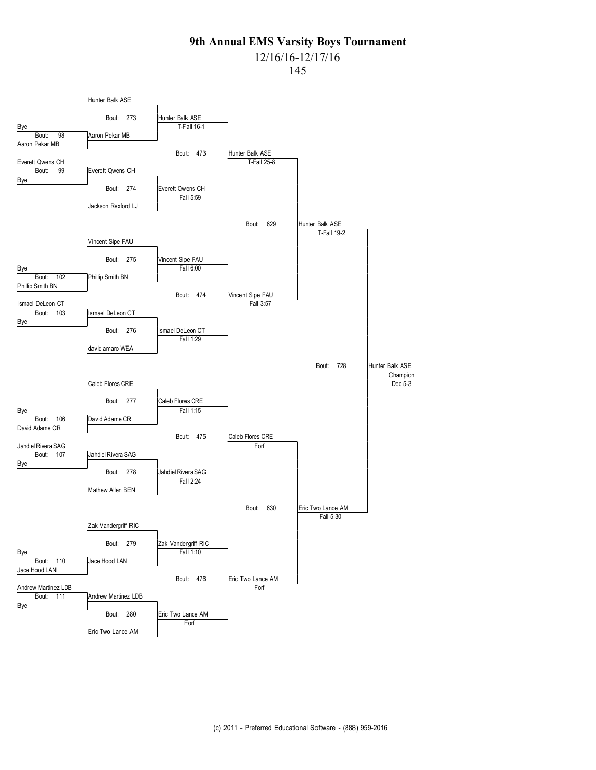# 9th Annual EMS Varsity Boys Tournament

12/16/16-12/17/16

145

## Preliminary Round

| Bout | Wrestler 1 | Wrestler 2 | Winner |
| --- | --- | --- | --- |
| 98 | Bye | Aaron Pekar MB | Aaron Pekar MB |
| 99 | Everett Qwens CH | Bye | Everett Qwens CH |
| 102 | Bye | Phillip Smith BN | Phillip Smith BN |
| 103 | Ismael DeLeon CT | Bye | Ismael DeLeon CT |
| 106 | Bye | David Adame CR | David Adame CR |
| 107 | Jahdiel Rivera SAG | Bye | Jahdiel Rivera SAG |
| 110 | Bye | Jace Hood LAN | Jace Hood LAN |
| 111 | Andrew Martinez LDB | Bye | Andrew Martinez LDB |

## Second Round

| Bout | Wrestler 1 | Wrestler 2 | Winner | Result |
| --- | --- | --- | --- | --- |
| 273 | Hunter Balk ASE | Aaron Pekar MB | Hunter Balk ASE | T-Fall 16-1 |
| 274 | Everett Qwens CH | Jackson Rexford LJ | Everett Qwens CH | Fall 5:59 |
| 275 | Vincent Sipe FAU | Phillip Smith BN | Vincent Sipe FAU | Fall 6:00 |
| 276 | Ismael DeLeon CT | david amaro WEA | Ismael DeLeon CT | Fall 1:29 |
| 277 | Caleb Flores CRE | David Adame CR | Caleb Flores CRE | Fall 1:15 |
| 278 | Jahdiel Rivera SAG | Mathew Allen BEN | Jahdiel Rivera SAG | Fall 2:24 |
| 279 | Zak Vandergriff RIC | Jace Hood LAN | Zak Vandergriff RIC | Fall 1:10 |
| 280 | Andrew Martinez LDB | Eric Two Lance AM | Eric Two Lance AM | Forf |

## Quarterfinals

| Bout | Winner | Result |
| --- | --- | --- |
| 473 | Hunter Balk ASE | T-Fall 25-8 |
| 474 | Vincent Sipe FAU | Fall 3:57 |
| 475 | Caleb Flores CRE | Forf |
| 476 | Eric Two Lance AM | Forf |

## Semifinals

| Bout | Winner | Result |
| --- | --- | --- |
| 629 | Hunter Balk ASE | T-Fall 19-2 |
| 630 | Eric Two Lance AM | Fall 5:30 |

## Final

| Bout | Winner | Result |
| --- | --- | --- |
| 728 | Hunter Balk ASE | Champion, Dec 5-3 |

(c) 2011 - Preferred Educational Software - (888) 959-2016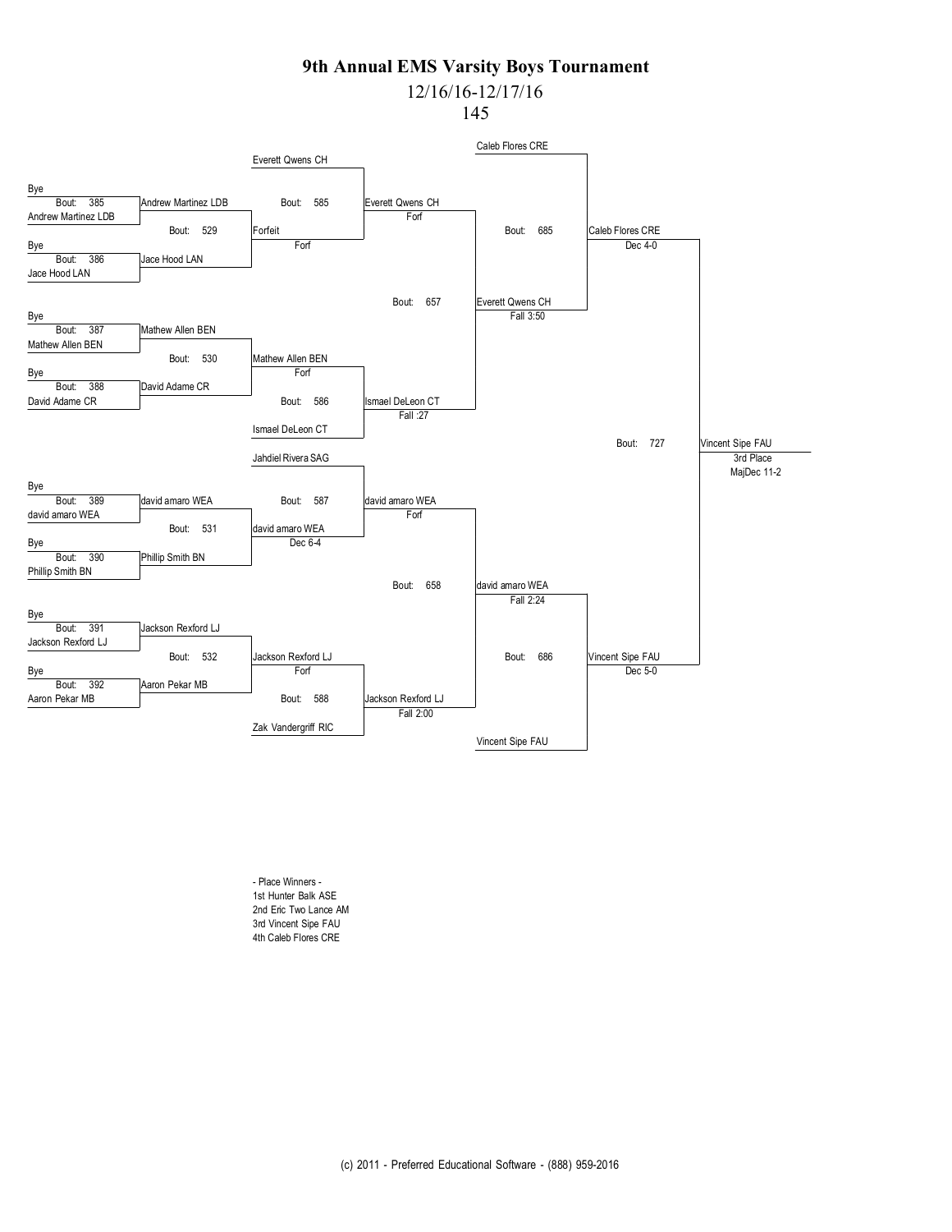# 9th Annual EMS Varsity Boys Tournament

12/16/16-12/17/16

145

Bye
Bout: 385 — Andrew Martinez LDB
Andrew Martinez LDB

Bye
Bout: 386 — Jace Hood LAN
Jace Hood LAN

Bout: 529 — Andrew Martinez LDB vs Jace Hood LAN — Forfeit (Forf)

Everett Qwens CH
Bout: 585 — Everett Qwens CH vs Forfeit — Everett Qwens CH (Forf)

Bye
Bout: 387 — Mathew Allen BEN
Mathew Allen BEN

Bye
Bout: 388 — David Adame CR
David Adame CR

Bout: 530 — Mathew Allen BEN (Forf)

Ismael DeLeon CT
Bout: 586 — Ismael DeLeon CT (Fall :27)

Bout: 657 — Everett Qwens CH (Fall 3:50)

Caleb Flores CRE
Bout: 685 — Caleb Flores CRE (Dec 4-0)

Bye
Bout: 389 — david amaro WEA
david amaro WEA

Bye
Bout: 390 — Phillip Smith BN
Phillip Smith BN

Bout: 531 — david amaro WEA (Dec 6-4)

Jahdiel Rivera SAG
Bout: 587 — david amaro WEA (Forf)

Bye
Bout: 391 — Jackson Rexford LJ
Jackson Rexford LJ

Bye
Bout: 392 — Aaron Pekar MB
Aaron Pekar MB

Bout: 532 — Jackson Rexford LJ (Forf)

Zak Vandergriff RIC
Bout: 588 — Jackson Rexford LJ (Fall 2:00)

Bout: 658 — david amaro WEA (Fall 2:24)

Vincent Sipe FAU
Bout: 686 — Vincent Sipe FAU (Dec 5-0)

Bout: 727 — Vincent Sipe FAU — 3rd Place — MajDec 11-2

- Place Winners -
1st Hunter Balk ASE
2nd Eric Two Lance AM
3rd Vincent Sipe FAU
4th Caleb Flores CRE

(c) 2011 - Preferred Educational Software - (888) 959-2016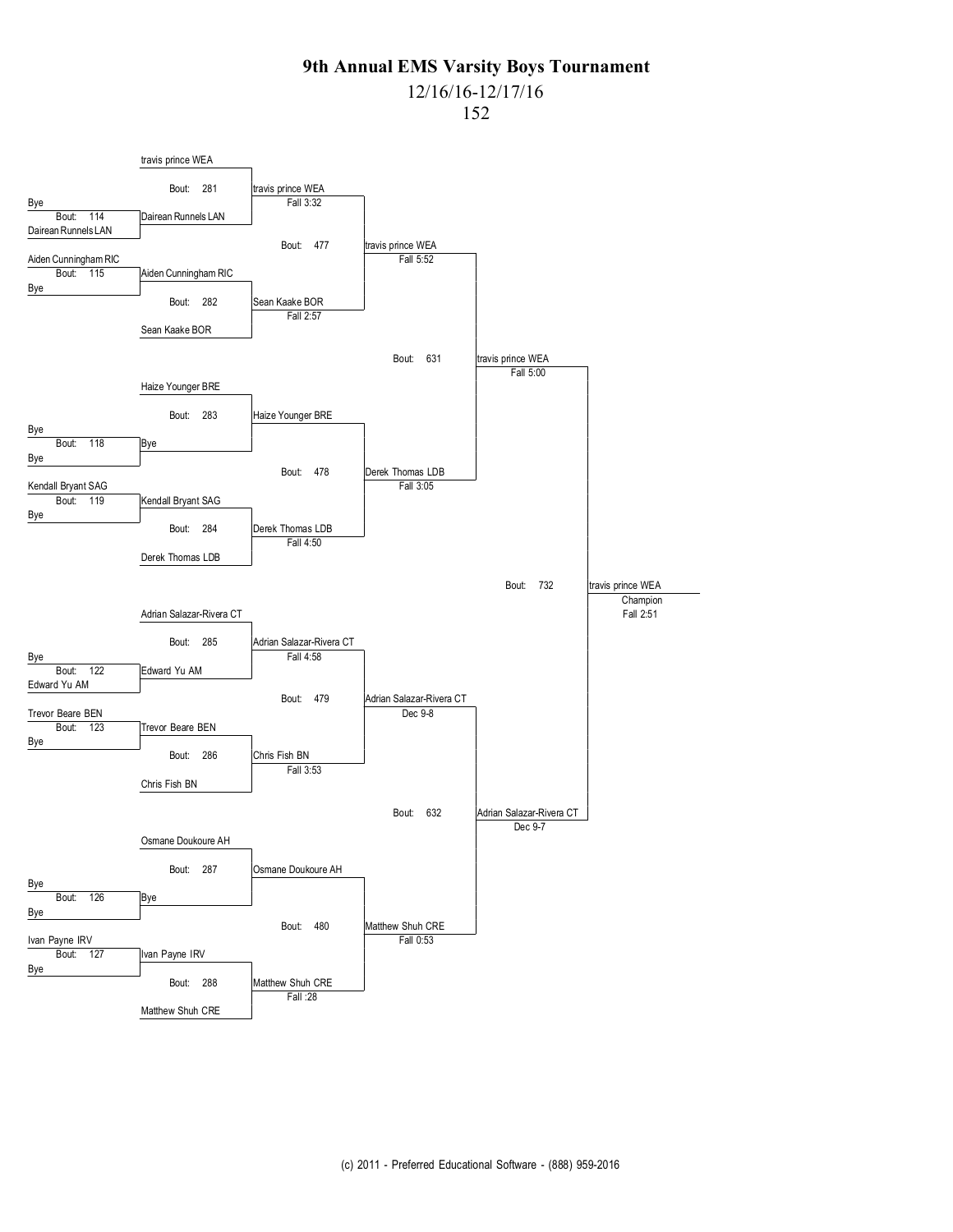# 9th Annual EMS Varsity Boys Tournament

12/16/16-12/17/16

152

**First Round**

| Bout | Wrestler 1 | Wrestler 2 | Winner |
|---|---|---|---|
| 114 | Bye | Dairean Runnels LAN | Dairean Runnels LAN |
| 115 | Aiden Cunningham RIC | Bye | Aiden Cunningham RIC |
| 118 | Bye | Bye | Bye |
| 119 | Kendall Bryant SAG | Bye | Kendall Bryant SAG |
| 122 | Bye | Edward Yu AM | Edward Yu AM |
| 123 | Trevor Beare BEN | Bye | Trevor Beare BEN |
| 126 | Bye | Bye | Bye |
| 127 | Ivan Payne IRV | Bye | Ivan Payne IRV |

**Second Round**

| Bout | Wrestler 1 | Wrestler 2 | Winner | Result |
|---|---|---|---|---|
| 281 | travis prince WEA | Dairean Runnels LAN | travis prince WEA | Fall 3:32 |
| 282 | Aiden Cunningham RIC | Sean Kaake BOR | Sean Kaake BOR | Fall 2:57 |
| 283 | Haize Younger BRE | Bye | Haize Younger BRE | |
| 284 | Kendall Bryant SAG | Derek Thomas LDB | Derek Thomas LDB | Fall 4:50 |
| 285 | Adrian Salazar-Rivera CT | Edward Yu AM | Adrian Salazar-Rivera CT | Fall 4:58 |
| 286 | Trevor Beare BEN | Chris Fish BN | Chris Fish BN | Fall 3:53 |
| 287 | Osmane Doukoure AH | Bye | Osmane Doukoure AH | |
| 288 | Ivan Payne IRV | Matthew Shuh CRE | Matthew Shuh CRE | Fall :28 |

**Quarterfinals**

| Bout | Winner | Result |
|---|---|---|
| 477 | travis prince WEA | Fall 5:52 |
| 478 | Derek Thomas LDB | Fall 3:05 |
| 479 | Adrian Salazar-Rivera CT | Dec 9-8 |
| 480 | Matthew Shuh CRE | Fall 0:53 |

**Semifinals**

| Bout | Winner | Result |
|---|---|---|
| 631 | travis prince WEA | Fall 5:00 |
| 632 | Adrian Salazar-Rivera CT | Dec 9-7 |

**Final**

| Bout | Winner | Result |
|---|---|---|
| 732 | travis prince WEA — Champion | Fall 2:51 |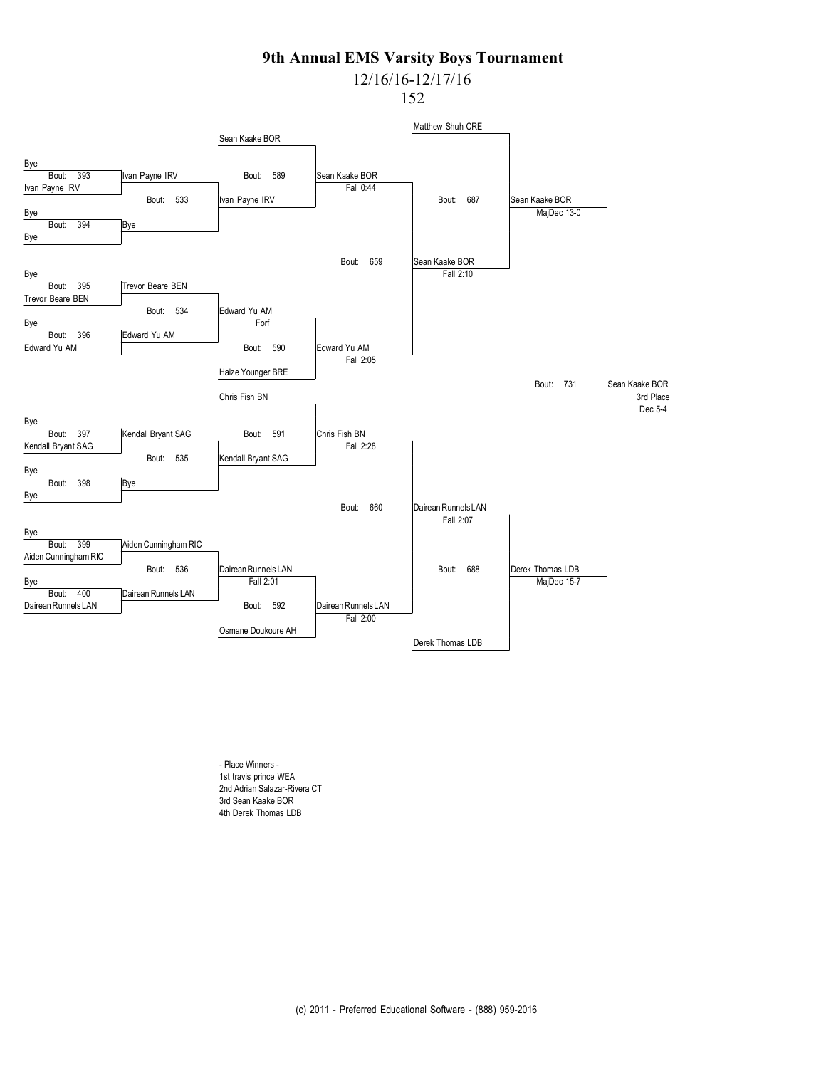# 9th Annual EMS Varsity Boys Tournament

12/16/16-12/17/16

152

**Consolation Bracket**

| Bout | Wrestler 1 | Wrestler 2 | Winner | Result |
|---|---|---|---|---|
| 393 | Bye | Ivan Payne IRV | Ivan Payne IRV | |
| 394 | Bye | Bye | Bye | |
| 395 | Bye | Trevor Beare BEN | Trevor Beare BEN | |
| 396 | Bye | Edward Yu AM | Edward Yu AM | |
| 397 | Bye | Kendall Bryant SAG | Kendall Bryant SAG | |
| 398 | Bye | Bye | Bye | |
| 399 | Bye | Aiden Cunningham RIC | Aiden Cunningham RIC | |
| 400 | Bye | Dairean Runnels LAN | Dairean Runnels LAN | |
| 533 | Ivan Payne IRV | Bye | Ivan Payne IRV | |
| 534 | Trevor Beare BEN | Edward Yu AM | Edward Yu AM | Forf |
| 535 | Kendall Bryant SAG | Bye | Kendall Bryant SAG | |
| 536 | Aiden Cunningham RIC | Dairean Runnels LAN | Dairean Runnels LAN | Fall 2:01 |
| 589 | Sean Kaake BOR | Ivan Payne IRV | Sean Kaake BOR | Fall 0:44 |
| 590 | Edward Yu AM | Haize Younger BRE | Edward Yu AM | Fall 2:05 |
| 591 | Chris Fish BN | Kendall Bryant SAG | Chris Fish BN | Fall 2:28 |
| 592 | Dairean Runnels LAN | Osmane Doukoure AH | Dairean Runnels LAN | Fall 2:00 |
| 659 | Sean Kaake BOR | Edward Yu AM | Sean Kaake BOR | Fall 2:10 |
| 660 | Chris Fish BN | Dairean Runnels LAN | Dairean Runnels LAN | Fall 2:07 |
| 687 | Matthew Shuh CRE | Sean Kaake BOR | Sean Kaake BOR | MajDec 13-0 |
| 688 | Dairean Runnels LAN | Derek Thomas LDB | Derek Thomas LDB | MajDec 15-7 |
| 731 | Sean Kaake BOR | Derek Thomas LDB | Sean Kaake BOR (3rd Place) | Dec 5-4 |

- Place Winners -

1st travis prince WEA
2nd Adrian Salazar-Rivera CT
3rd Sean Kaake BOR
4th Derek Thomas LDB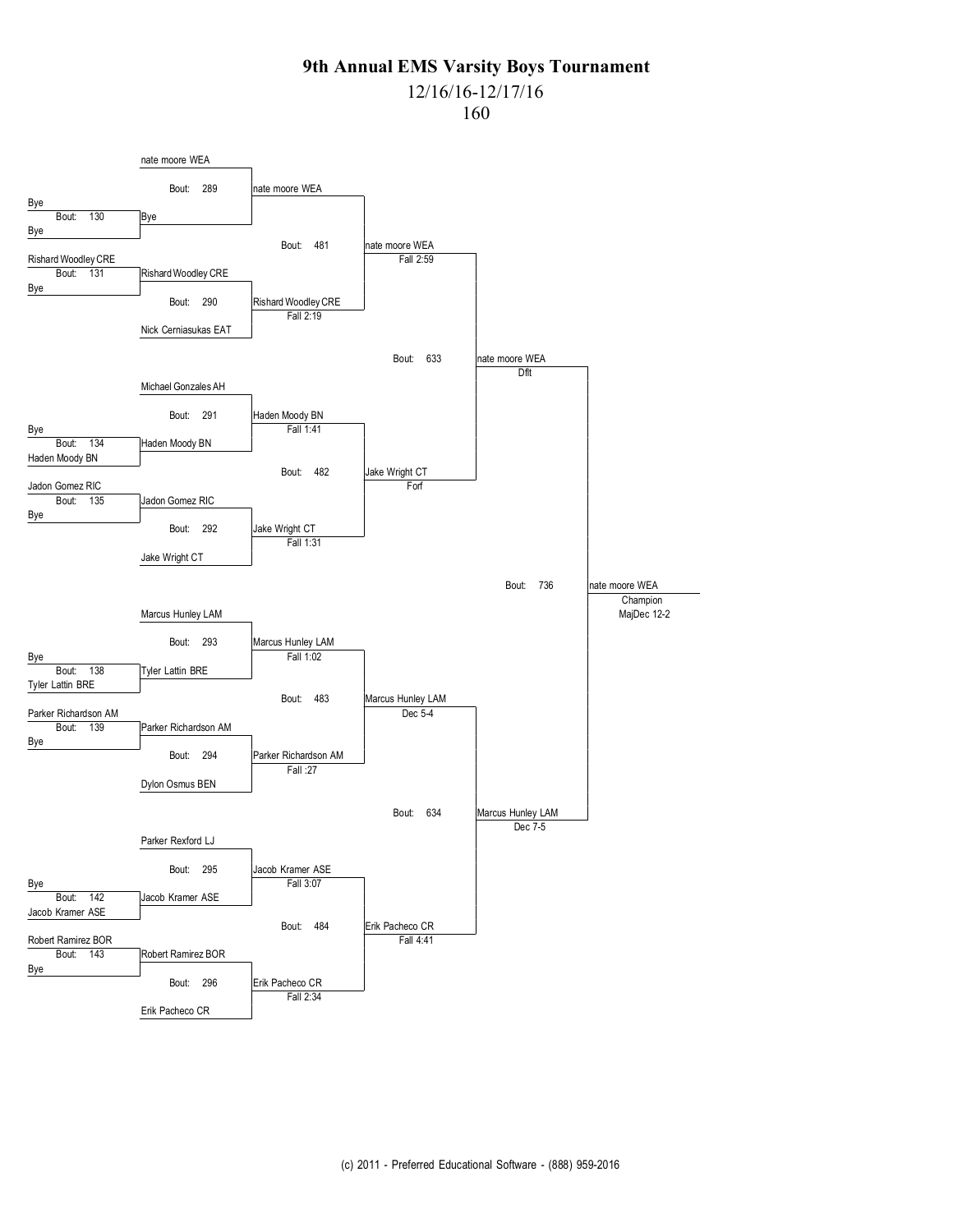# 9th Annual EMS Varsity Boys Tournament

12/16/16-12/17/16

160

## Preliminary Round

| Bout | Wrestler 1 | Wrestler 2 | Winner |
|---|---|---|---|
| 130 | Bye | Bye | Bye |
| 131 | Rishard Woodley CRE | Bye | Rishard Woodley CRE |
| 134 | Bye | Haden Moody BN | Haden Moody BN |
| 135 | Jadon Gomez RIC | Bye | Jadon Gomez RIC |
| 138 | Bye | Tyler Lattin BRE | Tyler Lattin BRE |
| 139 | Parker Richardson AM | Bye | Parker Richardson AM |
| 142 | Bye | Jacob Kramer ASE | Jacob Kramer ASE |
| 143 | Robert Ramirez BOR | Bye | Robert Ramirez BOR |

## First Round

| Bout | Wrestler 1 | Wrestler 2 | Winner | Result |
|---|---|---|---|---|
| 289 | nate moore WEA | Bye | nate moore WEA | |
| 290 | Rishard Woodley CRE | Nick Cerniasukas EAT | Rishard Woodley CRE | Fall 2:19 |
| 291 | Michael Gonzales AH | Haden Moody BN | Haden Moody BN | Fall 1:41 |
| 292 | Jadon Gomez RIC | Jake Wright CT | Jake Wright CT | Fall 1:31 |
| 293 | Marcus Hunley LAM | Tyler Lattin BRE | Marcus Hunley LAM | Fall 1:02 |
| 294 | Parker Richardson AM | Dylon Osmus BEN | Parker Richardson AM | Fall :27 |
| 295 | Parker Rexford LJ | Jacob Kramer ASE | Jacob Kramer ASE | Fall 3:07 |
| 296 | Robert Ramirez BOR | Erik Pacheco CR | Erik Pacheco CR | Fall 2:34 |

## Quarterfinals

| Bout | Wrestler 1 | Wrestler 2 | Winner | Result |
|---|---|---|---|---|
| 481 | nate moore WEA | Rishard Woodley CRE | nate moore WEA | Fall 2:59 |
| 482 | Haden Moody BN | Jake Wright CT | Jake Wright CT | Forf |
| 483 | Marcus Hunley LAM | Parker Richardson AM | Marcus Hunley LAM | Dec 5-4 |
| 484 | Jacob Kramer ASE | Erik Pacheco CR | Erik Pacheco CR | Fall 4:41 |

## Semifinals

| Bout | Wrestler 1 | Wrestler 2 | Winner | Result |
|---|---|---|---|---|
| 633 | nate moore WEA | Jake Wright CT | nate moore WEA | Dflt |
| 634 | Marcus Hunley LAM | Erik Pacheco CR | Marcus Hunley LAM | Dec 7-5 |

## Final

| Bout | Wrestler 1 | Wrestler 2 | Winner | Result |
|---|---|---|---|---|
| 736 | nate moore WEA | Marcus Hunley LAM | nate moore WEA (Champion) | MajDec 12-2 |

(c) 2011 - Preferred Educational Software - (888) 959-2016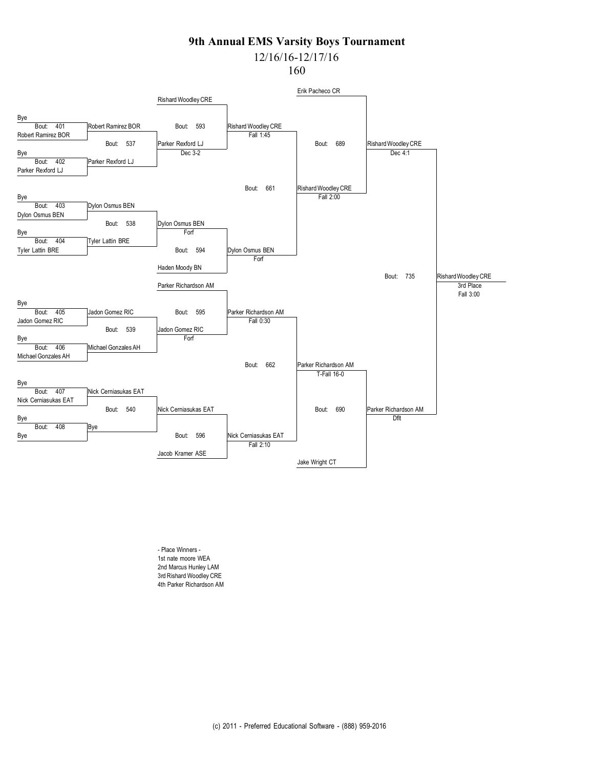# 9th Annual EMS Varsity Boys Tournament

12/16/16-12/17/16

160

| Round | Bout | Competitors | Winner | Result |
|---|---|---|---|---|
| 1 | 401 | Bye vs Robert Ramirez BOR | Robert Ramirez BOR | |
| 1 | 402 | Bye vs Parker Rexford LJ | Parker Rexford LJ | |
| 1 | 403 | Bye vs Dylon Osmus BEN | Dylon Osmus BEN | |
| 1 | 404 | Bye vs Tyler Lattin BRE | Tyler Lattin BRE | |
| 1 | 405 | Bye vs Jadon Gomez RIC | Jadon Gomez RIC | |
| 1 | 406 | Bye vs Michael Gonzales AH | Michael Gonzales AH | |
| 1 | 407 | Bye vs Nick Cerniasukas EAT | Nick Cerniasukas EAT | |
| 1 | 408 | Bye vs Bye | Bye | |
| 2 | 537 | Robert Ramirez BOR vs Parker Rexford LJ | Parker Rexford LJ | Dec 3-2 |
| 2 | 538 | Dylon Osmus BEN vs Tyler Lattin BRE | Dylon Osmus BEN | Forf |
| 2 | 539 | Jadon Gomez RIC vs Michael Gonzales AH | Jadon Gomez RIC | Forf |
| 2 | 540 | Nick Cerniasukas EAT vs Bye | Nick Cerniasukas EAT | |
| 3 | 593 | Rishard Woodley CRE vs Parker Rexford LJ | Rishard Woodley CRE | Fall 1:45 |
| 3 | 594 | Dylon Osmus BEN vs Haden Moody BN | Dylon Osmus BEN | Forf |
| 3 | 595 | Parker Richardson AM vs Jadon Gomez RIC | Parker Richardson AM | Fall 0:30 |
| 3 | 596 | Nick Cerniasukas EAT vs Jacob Kramer ASE | Nick Cerniasukas EAT | Fall 2:10 |
| 4 | 661 | Rishard Woodley CRE vs Dylon Osmus BEN | Rishard Woodley CRE | Fall 2:00 |
| 4 | 662 | Parker Richardson AM vs Nick Cerniasukas EAT | Parker Richardson AM | T-Fall 16-0 |
| 5 | 689 | Erik Pacheco CR vs Rishard Woodley CRE | Rishard Woodley CRE | Dec 4:1 |
| 5 | 690 | Parker Richardson AM vs Jake Wright CT | Parker Richardson AM | Dflt |
| 3rd Place | 735 | Rishard Woodley CRE vs Parker Richardson AM | Rishard Woodley CRE | 3rd Place Fall 3:00 |

- Place Winners -

1st nate moore WEA

2nd Marcus Hunley LAM

3rd Rishard Woodley CRE

4th Parker Richardson AM

(c) 2011 - Preferred Educational Software - (888) 959-2016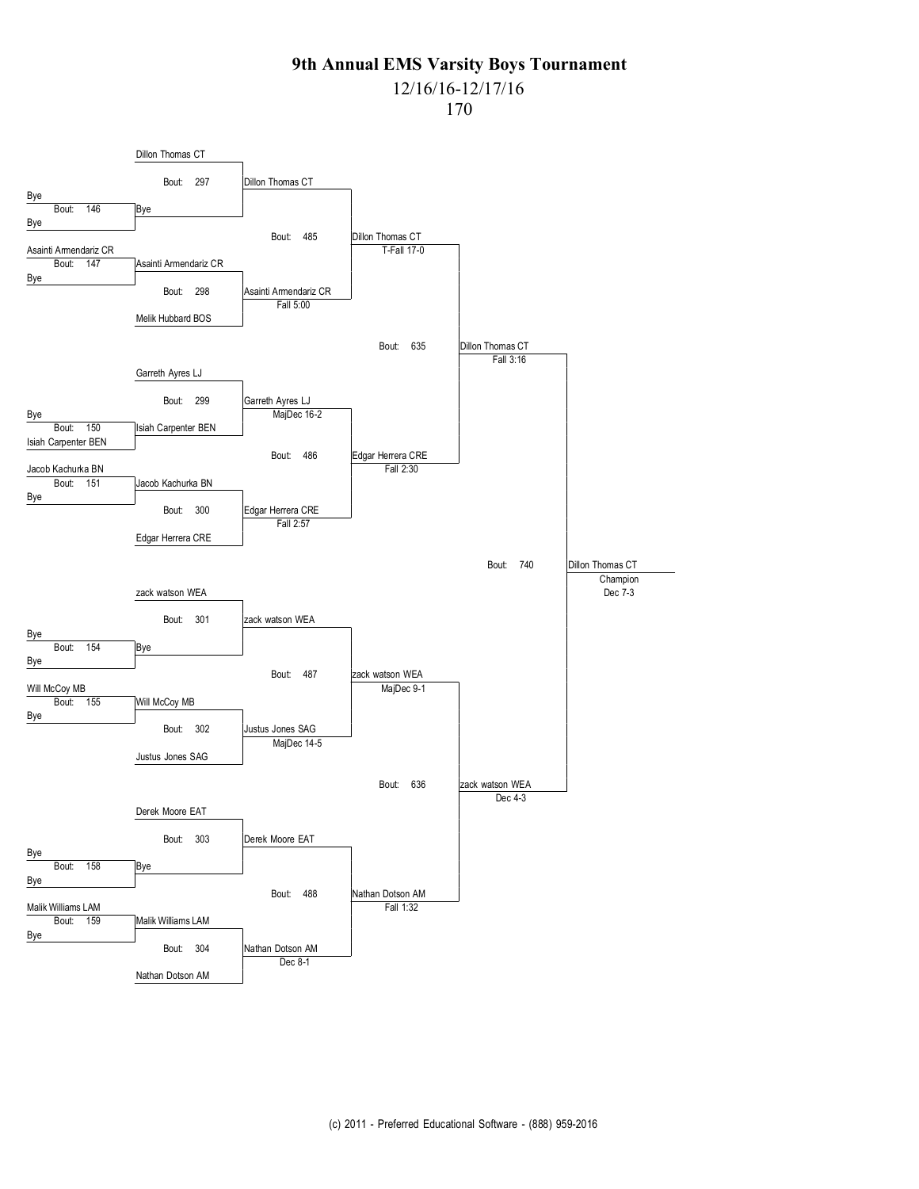# 9th Annual EMS Varsity Boys Tournament

12/16/16-12/17/16

170

## Round 1 (Preliminary)

| Bout | Wrestler 1 | Wrestler 2 | Winner |
|---|---|---|---|
| 146 | Bye | Bye | Bye |
| 147 | Asainti Armendariz CR | Bye | Asainti Armendariz CR |
| 150 | Bye | Isiah Carpenter BEN | Isiah Carpenter BEN |
| 151 | Jacob Kachurka BN | Bye | Jacob Kachurka BN |
| 154 | Bye | Bye | Bye |
| 155 | Will McCoy MB | Bye | Will McCoy MB |
| 158 | Bye | Bye | Bye |
| 159 | Malik Williams LAM | Bye | Malik Williams LAM |

## Round 2

| Bout | Wrestler 1 | Wrestler 2 | Winner | Result |
|---|---|---|---|---|
| 297 | Dillon Thomas CT | Bye | Dillon Thomas CT | |
| 298 | Asainti Armendariz CR | Melik Hubbard BOS | Asainti Armendariz CR | Fall 5:00 |
| 299 | Garreth Ayres LJ | Isiah Carpenter BEN | Garreth Ayres LJ | MajDec 16-2 |
| 300 | Jacob Kachurka BN | Edgar Herrera CRE | Edgar Herrera CRE | Fall 2:57 |
| 301 | zack watson WEA | Bye | zack watson WEA | |
| 302 | Will McCoy MB | Justus Jones SAG | Justus Jones SAG | MajDec 14-5 |
| 303 | Derek Moore EAT | Bye | Derek Moore EAT | |
| 304 | Malik Williams LAM | Nathan Dotson AM | Nathan Dotson AM | Dec 8-1 |

## Quarterfinals

| Bout | Wrestler 1 | Wrestler 2 | Winner | Result |
|---|---|---|---|---|
| 485 | Dillon Thomas CT | Asainti Armendariz CR | Dillon Thomas CT | T-Fall 17-0 |
| 486 | Garreth Ayres LJ | Edgar Herrera CRE | Edgar Herrera CRE | Fall 2:30 |
| 487 | zack watson WEA | Justus Jones SAG | zack watson WEA | MajDec 9-1 |
| 488 | Derek Moore EAT | Nathan Dotson AM | Nathan Dotson AM | Fall 1:32 |

## Semifinals

| Bout | Wrestler 1 | Wrestler 2 | Winner | Result |
|---|---|---|---|---|
| 635 | Dillon Thomas CT | Edgar Herrera CRE | Dillon Thomas CT | Fall 3:16 |
| 636 | zack watson WEA | Nathan Dotson AM | zack watson WEA | Dec 4-3 |

## Final

| Bout | Wrestler 1 | Wrestler 2 | Winner | Result |
|---|---|---|---|---|
| 740 | Dillon Thomas CT | zack watson WEA | Dillon Thomas CT (Champion) | Dec 7-3 |

(c) 2011 - Preferred Educational Software - (888) 959-2016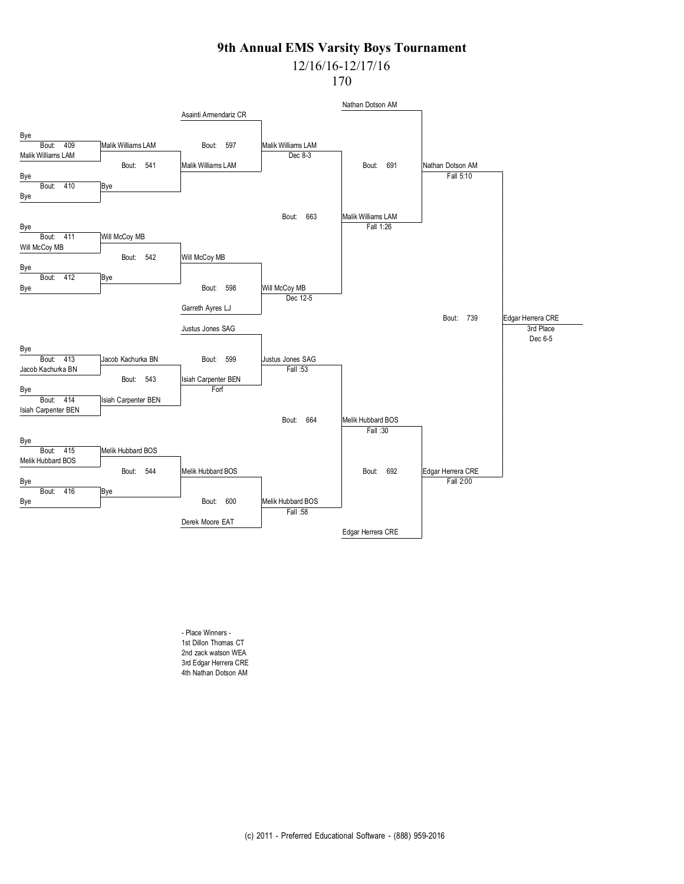# 9th Annual EMS Varsity Boys Tournament

12/16/16-12/17/16

170

| Bout | Wrestler 1 | Wrestler 2 | Winner | Result |
|---|---|---|---|---|
| 409 | Bye | Malik Williams LAM | Malik Williams LAM | |
| 410 | Bye | Bye | Bye | |
| 411 | Bye | Will McCoy MB | Will McCoy MB | |
| 412 | Bye | Bye | Bye | |
| 413 | Bye | Jacob Kachurka BN | Jacob Kachurka BN | |
| 414 | Bye | Isiah Carpenter BEN | Isiah Carpenter BEN | |
| 415 | Bye | Melik Hubbard BOS | Melik Hubbard BOS | |
| 416 | Bye | Bye | Bye | |
| 541 | Malik Williams LAM | Bye | Malik Williams LAM | |
| 542 | Will McCoy MB | Bye | Will McCoy MB | |
| 543 | Jacob Kachurka BN | Isiah Carpenter BEN | Isiah Carpenter BEN | Forf |
| 544 | Melik Hubbard BOS | Bye | Melik Hubbard BOS | |
| 597 | Asainti Armendariz CR | Malik Williams LAM | Malik Williams LAM | Dec 8-3 |
| 598 | Will McCoy MB | Garreth Ayres LJ | Will McCoy MB | Dec 12-5 |
| 599 | Justus Jones SAG | Isiah Carpenter BEN | Justus Jones SAG | Fall :53 |
| 600 | Melik Hubbard BOS | Derek Moore EAT | Melik Hubbard BOS | Fall :58 |
| 663 | Malik Williams LAM | Will McCoy MB | Malik Williams LAM | Fall 1:26 |
| 664 | Justus Jones SAG | Melik Hubbard BOS | Melik Hubbard BOS | Fall :30 |
| 691 | Nathan Dotson AM | Malik Williams LAM | Nathan Dotson AM | Fall 5:10 |
| 692 | Melik Hubbard BOS | Edgar Herrera CRE | Edgar Herrera CRE | Fall 2:00 |
| 739 | Nathan Dotson AM | Edgar Herrera CRE | Edgar Herrera CRE | 3rd Place Dec 6-5 |

- Place Winners -

1st Dillon Thomas CT

2nd zack watson WEA

3rd Edgar Herrera CRE

4th Nathan Dotson AM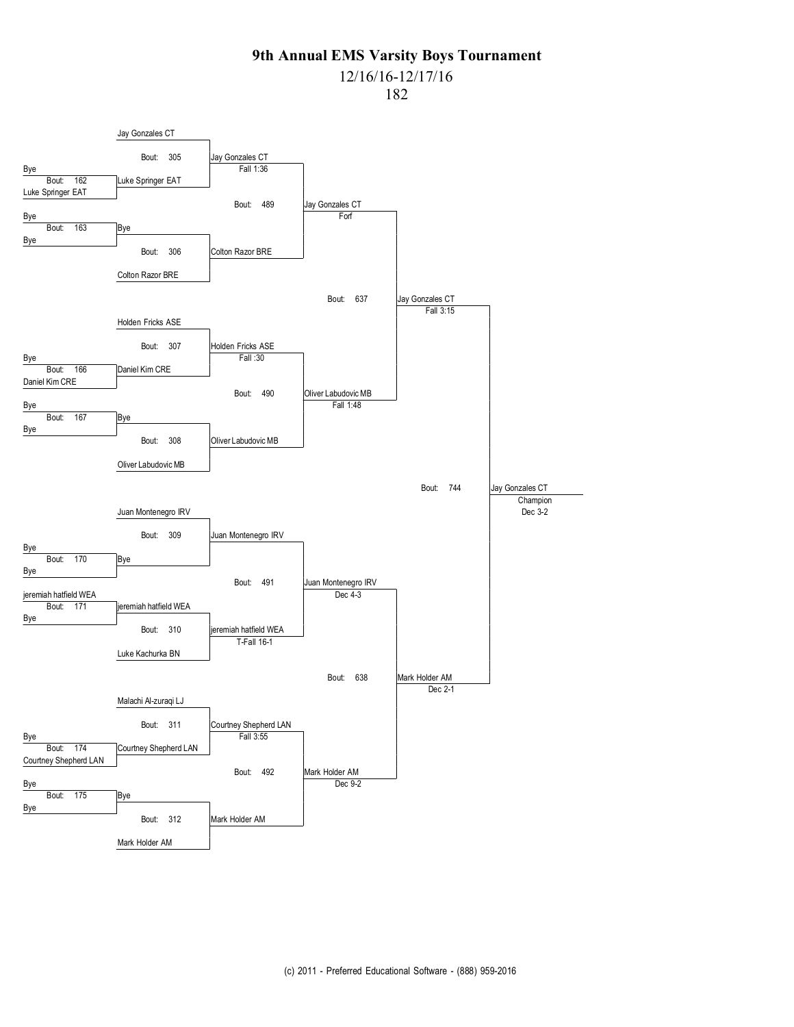# 9th Annual EMS Varsity Boys Tournament

12/16/16-12/17/16

182

## First Round

| Bout | Wrestler 1 | Wrestler 2 | Winner |
|---|---|---|---|
| 162 | Bye | Luke Springer EAT | Luke Springer EAT |
| 163 | Bye | Bye | Bye |
| 166 | Bye | Daniel Kim CRE | Daniel Kim CRE |
| 167 | Bye | Bye | Bye |
| 170 | Bye | Bye | Bye |
| 171 | jeremiah hatfield WEA | Bye | jeremiah hatfield WEA |
| 174 | Bye | Courtney Shepherd LAN | Courtney Shepherd LAN |
| 175 | Bye | Bye | Bye |

## Second Round

| Bout | Wrestler 1 | Wrestler 2 | Winner | Result |
|---|---|---|---|---|
| 305 | Jay Gonzales CT | Luke Springer EAT | Jay Gonzales CT | Fall 1:36 |
| 306 | Bye | Colton Razor BRE | Colton Razor BRE | |
| 307 | Holden Fricks ASE | Daniel Kim CRE | Holden Fricks ASE | Fall :30 |
| 308 | Bye | Oliver Labudovic MB | Oliver Labudovic MB | |
| 309 | Juan Montenegro IRV | Bye | Juan Montenegro IRV | |
| 310 | jeremiah hatfield WEA | Luke Kachurka BN | jeremiah hatfield WEA | T-Fall 16-1 |
| 311 | Malachi Al-zuraqi LJ | Courtney Shepherd LAN | Courtney Shepherd LAN | Fall 3:55 |
| 312 | Bye | Mark Holder AM | Mark Holder AM | |

## Quarterfinals

| Bout | Winner | Result |
|---|---|---|
| 489 | Jay Gonzales CT | Forf |
| 490 | Oliver Labudovic MB | Fall 1:48 |
| 491 | Juan Montenegro IRV | Dec 4-3 |
| 492 | Mark Holder AM | Dec 9-2 |

## Semifinals

| Bout | Winner | Result |
|---|---|---|
| 637 | Jay Gonzales CT | Fall 3:15 |
| 638 | Mark Holder AM | Dec 2-1 |

## Final

| Bout | Winner | Result |
|---|---|---|
| 744 | Jay Gonzales CT | Champion Dec 3-2 |

(c) 2011 - Preferred Educational Software - (888) 959-2016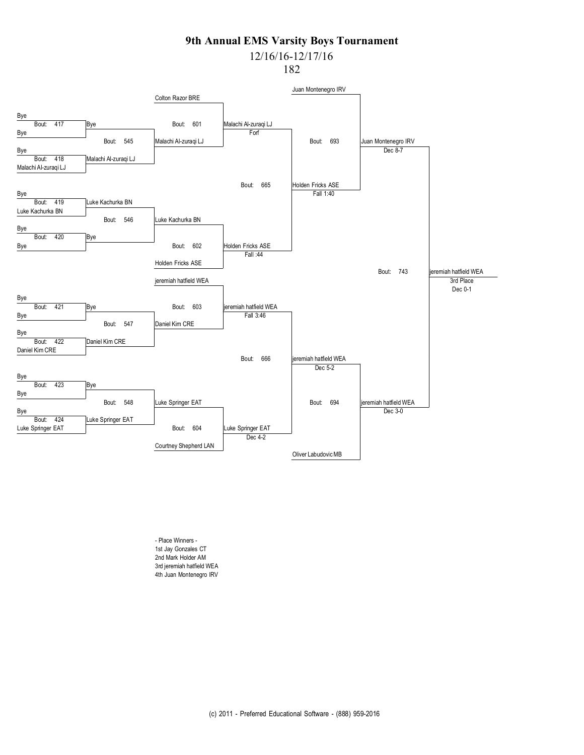# 9th Annual EMS Varsity Boys Tournament

12/16/16-12/17/16

182

**Round 1**

| Bout | Wrestler 1 | Wrestler 2 | Winner |
| --- | --- | --- | --- |
| 417 | Bye | Bye | Bye |
| 418 | Bye | Malachi Al-zuraqi LJ | Malachi Al-zuraqi LJ |
| 419 | Bye | Luke Kachurka BN | Luke Kachurka BN |
| 420 | Bye | Bye | Bye |
| 421 | Bye | Bye | Bye |
| 422 | Bye | Daniel Kim CRE | Daniel Kim CRE |
| 423 | Bye | Bye | Bye |
| 424 | Bye | Luke Springer EAT | Luke Springer EAT |

**Round 2**

| Bout | Wrestler 1 | Wrestler 2 | Winner |
| --- | --- | --- | --- |
| 545 | Bye | Malachi Al-zuraqi LJ | Malachi Al-zuraqi LJ |
| 546 | Luke Kachurka BN | Bye | Luke Kachurka BN |
| 547 | Bye | Daniel Kim CRE | Daniel Kim CRE |
| 548 | Bye | Luke Springer EAT | Luke Springer EAT |

**Round 3**

| Bout | Wrestler 1 | Wrestler 2 | Winner | Result |
| --- | --- | --- | --- | --- |
| 601 | Colton Razor BRE | Malachi Al-zuraqi LJ | Malachi Al-zuraqi LJ | Forf |
| 602 | Luke Kachurka BN | Holden Fricks ASE | Holden Fricks ASE | Fall :44 |
| 603 | jeremiah hatfield WEA | Daniel Kim CRE | jeremiah hatfield WEA | Fall 3:46 |
| 604 | Luke Springer EAT | Courtney Shepherd LAN | Luke Springer EAT | Dec 4-2 |

**Round 4**

| Bout | Wrestler 1 | Wrestler 2 | Winner | Result |
| --- | --- | --- | --- | --- |
| 665 | Malachi Al-zuraqi LJ | Holden Fricks ASE | Holden Fricks ASE | Fall 1:40 |
| 666 | jeremiah hatfield WEA | Luke Springer EAT | jeremiah hatfield WEA | Dec 5-2 |

**Round 5**

| Bout | Wrestler 1 | Wrestler 2 | Winner | Result |
| --- | --- | --- | --- | --- |
| 693 | Juan Montenegro IRV | Holden Fricks ASE | Juan Montenegro IRV | Dec 8-7 |
| 694 | jeremiah hatfield WEA | Oliver Labudovic MB | jeremiah hatfield WEA | Dec 3-0 |

**3rd Place**

| Bout | Wrestler 1 | Wrestler 2 | Winner | Result |
| --- | --- | --- | --- | --- |
| 743 | Juan Montenegro IRV | jeremiah hatfield WEA | jeremiah hatfield WEA | 3rd Place Dec 0-1 |

- Place Winners -

1st Jay Gonzales CT

2nd Mark Holder AM

3rd jeremiah hatfield WEA

4th Juan Montenegro IRV

(c) 2011 - Preferred Educational Software - (888) 959-2016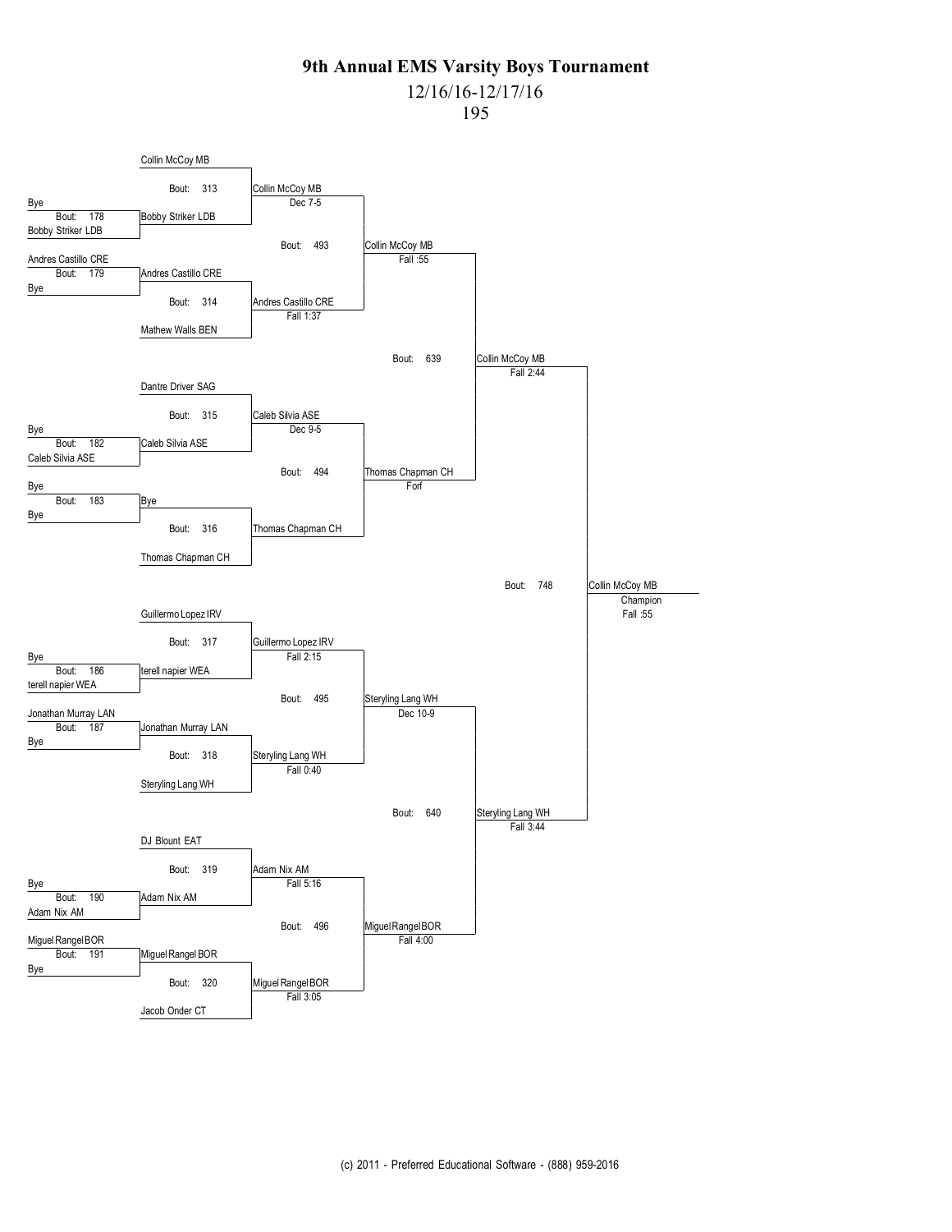# 9th Annual EMS Varsity Boys Tournament

12/16/16-12/17/16

195

## Preliminary Round

| Bout | Wrestler 1 | Wrestler 2 | Winner |
| --- | --- | --- | --- |
| 178 | Bye | Bobby Striker LDB | Bobby Striker LDB |
| 179 | Andres Castillo CRE | Bye | Andres Castillo CRE |
| 182 | Bye | Caleb Silvia ASE | Caleb Silvia ASE |
| 183 | Bye | Bye | Bye |
| 186 | Bye | terell napier WEA | terell napier WEA |
| 187 | Jonathan Murray LAN | Bye | Jonathan Murray LAN |
| 190 | Bye | Adam Nix AM | Adam Nix AM |
| 191 | Miguel Rangel BOR | Bye | Miguel Rangel BOR |

## First Round

| Bout | Wrestler 1 | Wrestler 2 | Winner | Result |
| --- | --- | --- | --- | --- |
| 313 | Collin McCoy MB | Bobby Striker LDB | Collin McCoy MB | Dec 7-5 |
| 314 | Andres Castillo CRE | Mathew Walls BEN | Andres Castillo CRE | Fall 1:37 |
| 315 | Dantre Driver SAG | Caleb Silvia ASE | Caleb Silvia ASE | Dec 9-5 |
| 316 | Bye | Thomas Chapman CH | Thomas Chapman CH | |
| 317 | Guillermo Lopez IRV | terell napier WEA | Guillermo Lopez IRV | Fall 2:15 |
| 318 | Jonathan Murray LAN | Steryling Lang WH | Steryling Lang WH | Fall 0:40 |
| 319 | DJ Blount EAT | Adam Nix AM | Adam Nix AM | Fall 5:16 |
| 320 | Miguel Rangel BOR | Jacob Onder CT | Miguel Rangel BOR | Fall 3:05 |

## Quarterfinals

| Bout | Winner | Result |
| --- | --- | --- |
| 493 | Collin McCoy MB | Fall :55 |
| 494 | Thomas Chapman CH | Forf |
| 495 | Steryling Lang WH | Dec 10-9 |
| 496 | Miguel Rangel BOR | Fall 4:00 |

## Semifinals

| Bout | Winner | Result |
| --- | --- | --- |
| 639 | Collin McCoy MB | Fall 2:44 |
| 640 | Steryling Lang WH | Fall 3:44 |

## Final

| Bout | Winner | Result |
| --- | --- | --- |
| 748 | Collin McCoy MB — Champion | Fall :55 |

(c) 2011 - Preferred Educational Software - (888) 959-2016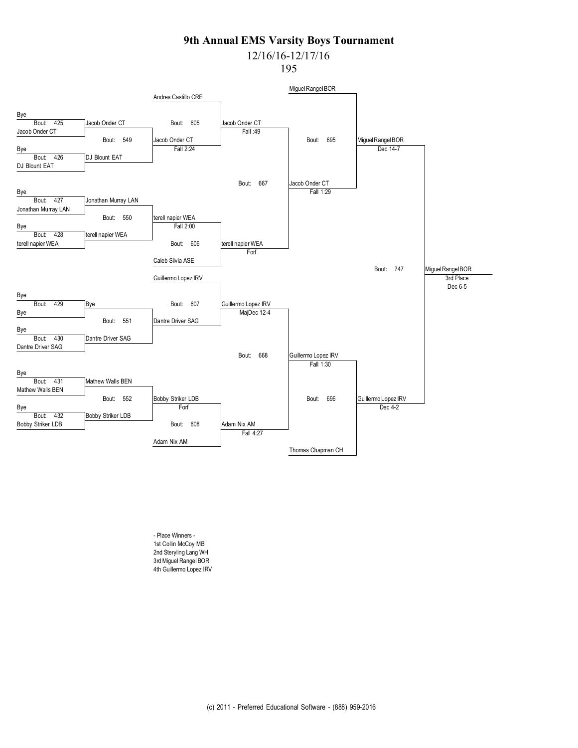# 9th Annual EMS Varsity Boys Tournament

12/16/16-12/17/16

195

| Round 1 | Round 2 | Round 3 | Round 4 | Round 5 | Round 6 |
|---|---|---|---|---|---|
| Bout: 425 — Bye vs Jacob Onder CT → Jacob Onder CT | Bout: 549 — Jacob Onder CT vs DJ Blount EAT → Jacob Onder CT, Fall 2:24 | Bout: 605 — Andres Castillo CRE vs Jacob Onder CT → Jacob Onder CT, Fall :49 | Bout: 667 — Jacob Onder CT vs terell napier WEA → Jacob Onder CT, Fall 1:29 | Bout: 695 — Miguel Rangel BOR vs Jacob Onder CT → Miguel Rangel BOR, Dec 14-7 | Bout: 747 — Miguel Rangel BOR vs Guillermo Lopez IRV → Miguel Rangel BOR, 3rd Place, Dec 6-5 |
| Bout: 426 — Bye vs DJ Blount EAT → DJ Blount EAT | | | | | |
| Bout: 427 — Bye vs Jonathan Murray LAN → Jonathan Murray LAN | Bout: 550 — Jonathan Murray LAN vs terell napier WEA → terell napier WEA, Fall 2:00 | Bout: 606 — terell napier WEA vs Caleb Silvia ASE → terell napier WEA, Forf | | | |
| Bout: 428 — Bye vs terell napier WEA → terell napier WEA | | | | | |
| Bout: 429 — Bye vs Bye → Bye | Bout: 551 — Bye vs Dantre Driver SAG → Dantre Driver SAG | Bout: 607 — Guillermo Lopez IRV vs Dantre Driver SAG → Guillermo Lopez IRV, MajDec 12-4 | Bout: 668 — Guillermo Lopez IRV vs Adam Nix AM → Guillermo Lopez IRV, Fall 1:30 | Bout: 696 — Guillermo Lopez IRV vs Thomas Chapman CH → Guillermo Lopez IRV, Dec 4-2 | |
| Bout: 430 — Bye vs Dantre Driver SAG → Dantre Driver SAG | | | | | |
| Bout: 431 — Bye vs Mathew Walls BEN → Mathew Walls BEN | Bout: 552 — Mathew Walls BEN vs Bobby Striker LDB → Bobby Striker LDB, Forf | Bout: 608 — Bobby Striker LDB vs Adam Nix AM → Adam Nix AM, Fall 4:27 | | | |
| Bout: 432 — Bye vs Bobby Striker LDB → Bobby Striker LDB | | | | | |

- Place Winners -
1st Collin McCoy MB
2nd Steryling Lang WH
3rd Miguel Rangel BOR
4th Guillermo Lopez IRV

(c) 2011 - Preferred Educational Software - (888) 959-2016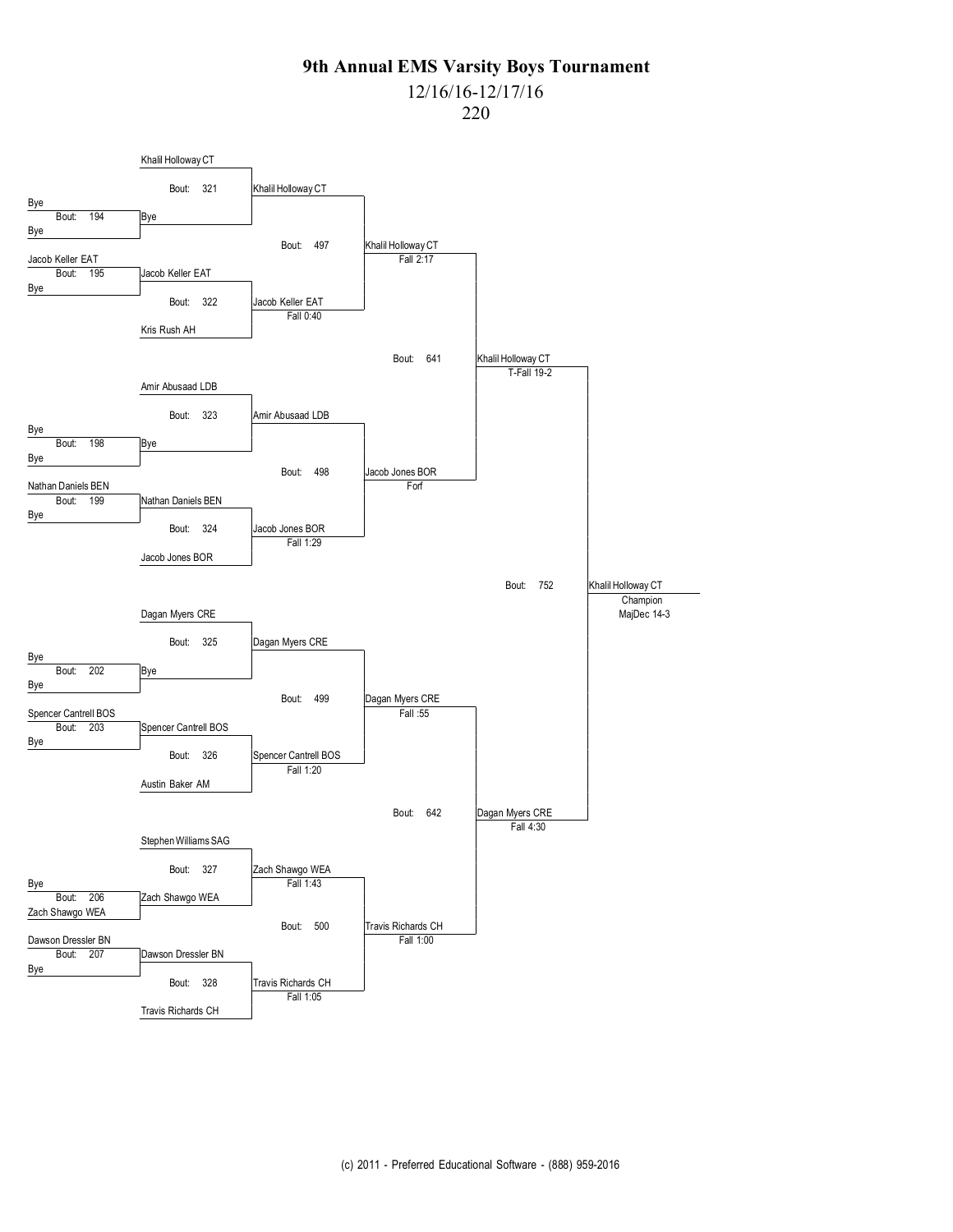# 9th Annual EMS Varsity Boys Tournament

12/16/16-12/17/16

220

**Round 1**

| Bout | Wrestler 1 | Wrestler 2 | Winner |
|---|---|---|---|
| 194 | Bye | Bye | Bye |
| 195 | Jacob Keller EAT | Bye | Jacob Keller EAT |
| 198 | Bye | Bye | Bye |
| 199 | Nathan Daniels BEN | Bye | Nathan Daniels BEN |
| 202 | Bye | Bye | Bye |
| 203 | Spencer Cantrell BOS | Bye | Spencer Cantrell BOS |
| 206 | Bye | Zach Shawgo WEA | Zach Shawgo WEA |
| 207 | Dawson Dressler BN | Bye | Dawson Dressler BN |

**Round 2**

| Bout | Wrestler 1 | Wrestler 2 | Winner | Result |
|---|---|---|---|---|
| 321 | Khalil Holloway CT | Bye | Khalil Holloway CT | |
| 322 | Jacob Keller EAT | Kris Rush AH | Jacob Keller EAT | Fall 0:40 |
| 323 | Amir Abusaad LDB | Bye | Amir Abusaad LDB | |
| 324 | Nathan Daniels BEN | Jacob Jones BOR | Jacob Jones BOR | Fall 1:29 |
| 325 | Dagan Myers CRE | Bye | Dagan Myers CRE | |
| 326 | Spencer Cantrell BOS | Austin Baker AM | Spencer Cantrell BOS | Fall 1:20 |
| 327 | Stephen Williams SAG | Zach Shawgo WEA | Zach Shawgo WEA | Fall 1:43 |
| 328 | Dawson Dressler BN | Travis Richards CH | Travis Richards CH | Fall 1:05 |

**Quarterfinals**

| Bout | Winner | Result |
|---|---|---|
| 497 | Khalil Holloway CT | Fall 2:17 |
| 498 | Jacob Jones BOR | Forf |
| 499 | Dagan Myers CRE | Fall :55 |
| 500 | Travis Richards CH | Fall 1:00 |

**Semifinals**

| Bout | Winner | Result |
|---|---|---|
| 641 | Khalil Holloway CT | T-Fall 19-2 |
| 642 | Dagan Myers CRE | Fall 4:30 |

**Final**

| Bout | Winner | Result |
|---|---|---|
| 752 | Khalil Holloway CT — Champion | MajDec 14-3 |

(c) 2011 - Preferred Educational Software - (888) 959-2016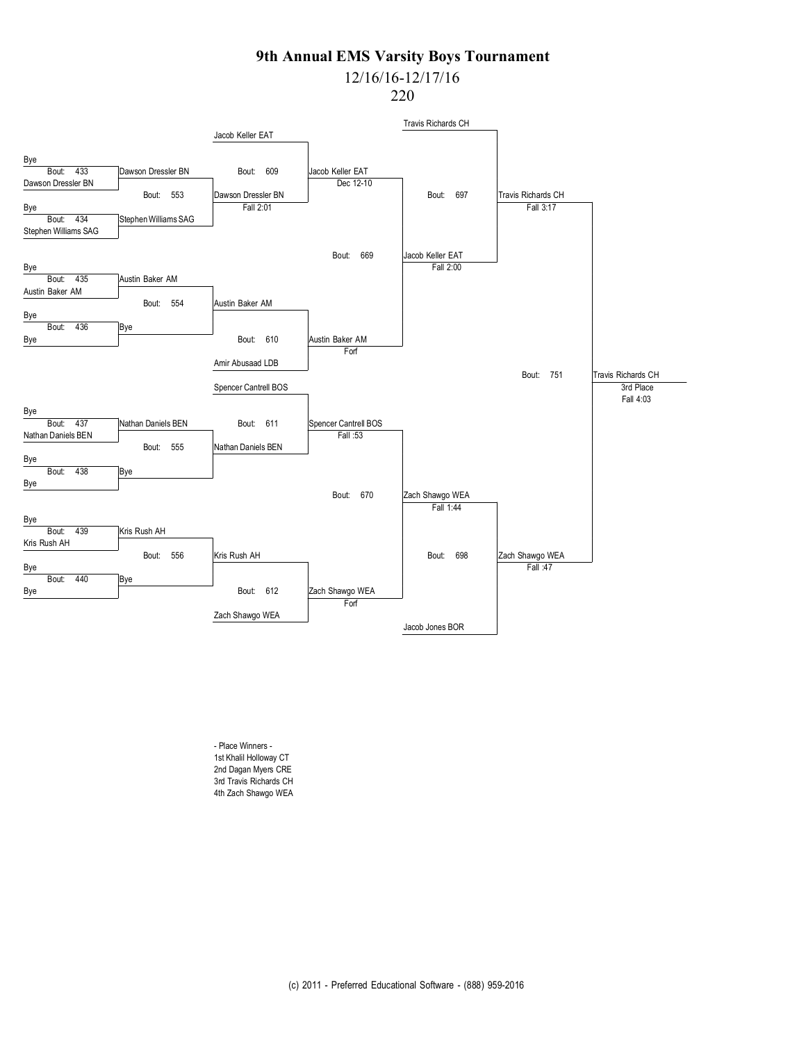# 9th Annual EMS Varsity Boys Tournament

12/16/16-12/17/16

220

**Bout 433:** Bye vs Dawson Dressler BN — Dawson Dressler BN

**Bout 434:** Bye vs Stephen Williams SAG — Stephen Williams SAG

**Bout 435:** Bye vs Austin Baker AM — Austin Baker AM

**Bout 436:** Bye vs Bye — Bye

**Bout 437:** Bye vs Nathan Daniels BEN — Nathan Daniels BEN

**Bout 438:** Bye vs Bye — Bye

**Bout 439:** Bye vs Kris Rush AH — Kris Rush AH

**Bout 440:** Bye vs Bye — Bye

**Bout 553:** Dawson Dressler BN vs Stephen Williams SAG — Dawson Dressler BN, Fall 2:01

**Bout 554:** Austin Baker AM vs Bye — Austin Baker AM

**Bout 555:** Nathan Daniels BEN vs Bye — Nathan Daniels BEN

**Bout 556:** Kris Rush AH vs Bye — Kris Rush AH

**Bout 609:** Jacob Keller EAT vs Dawson Dressler BN — Jacob Keller EAT, Dec 12-10

**Bout 610:** Austin Baker AM vs Amir Abusaad LDB — Austin Baker AM, Forf

**Bout 611:** Spencer Cantrell BOS vs Nathan Daniels BEN — Spencer Cantrell BOS, Fall :53

**Bout 612:** Kris Rush AH vs Zach Shawgo WEA — Zach Shawgo WEA, Forf

**Bout 669:** Jacob Keller EAT vs Austin Baker AM — Jacob Keller EAT, Fall 2:00

**Bout 670:** Spencer Cantrell BOS vs Zach Shawgo WEA — Zach Shawgo WEA, Fall 1:44

**Bout 697:** Travis Richards CH vs Jacob Keller EAT — Travis Richards CH, Fall 3:17

**Bout 698:** Zach Shawgo WEA vs Jacob Jones BOR — Zach Shawgo WEA, Fall :47

**Bout 751:** Travis Richards CH vs Zach Shawgo WEA — Travis Richards CH, 3rd Place, Fall 4:03

- Place Winners -

1st Khalil Holloway CT

2nd Dagan Myers CRE

3rd Travis Richards CH

4th Zach Shawgo WEA

(c) 2011 - Preferred Educational Software - (888) 959-2016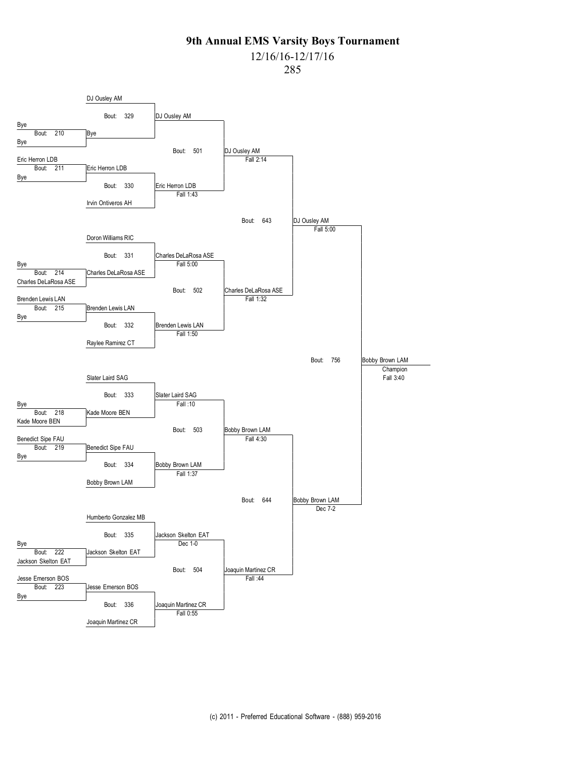# 9th Annual EMS Varsity Boys Tournament

12/16/16-12/17/16

285

**First Round**

- Bout 210: Bye vs Bye — Bye
- Bout 211: Eric Herron LDB vs Bye — Eric Herron LDB
- Bout 214: Bye vs Charles DeLaRosa ASE — Charles DeLaRosa ASE
- Bout 215: Brenden Lewis LAN vs Bye — Brenden Lewis LAN
- Bout 218: Bye vs Kade Moore BEN — Kade Moore BEN
- Bout 219: Benedict Sipe FAU vs Bye — Benedict Sipe FAU
- Bout 222: Bye vs Jackson Skelton EAT — Jackson Skelton EAT
- Bout 223: Jesse Emerson BOS vs Bye — Jesse Emerson BOS

**Second Round**

- Bout 329: DJ Ousley AM vs Bye — DJ Ousley AM
- Bout 330: Eric Herron LDB vs Irvin Ontiveros AH — Eric Herron LDB, Fall 1:43
- Bout 331: Doron Williams RIC vs Charles DeLaRosa ASE — Charles DeLaRosa ASE, Fall 5:00
- Bout 332: Brenden Lewis LAN vs Raylee Ramirez CT — Brenden Lewis LAN, Fall 1:50
- Bout 333: Slater Laird SAG vs Kade Moore BEN — Slater Laird SAG, Fall :10
- Bout 334: Benedict Sipe FAU vs Bobby Brown LAM — Bobby Brown LAM, Fall 1:37
- Bout 335: Humberto Gonzalez MB vs Jackson Skelton EAT — Jackson Skelton EAT, Dec 1-0
- Bout 336: Jesse Emerson BOS vs Joaquin Martinez CR — Joaquin Martinez CR, Fall 0:55

**Quarterfinals**

- Bout 501: DJ Ousley AM vs Eric Herron LDB — DJ Ousley AM, Fall 2:14
- Bout 502: Charles DeLaRosa ASE vs Brenden Lewis LAN — Charles DeLaRosa ASE, Fall 1:32
- Bout 503: Slater Laird SAG vs Bobby Brown LAM — Bobby Brown LAM, Fall 4:30
- Bout 504: Jackson Skelton EAT vs Joaquin Martinez CR — Joaquin Martinez CR, Fall :44

**Semifinals**

- Bout 643: DJ Ousley AM vs Charles DeLaRosa ASE — DJ Ousley AM, Fall 5:00
- Bout 644: Bobby Brown LAM vs Joaquin Martinez CR — Bobby Brown LAM, Dec 7-2

**Final**

- Bout 756: DJ Ousley AM vs Bobby Brown LAM — Bobby Brown LAM, Champion, Fall 3:40

(c) 2011 - Preferred Educational Software - (888) 959-2016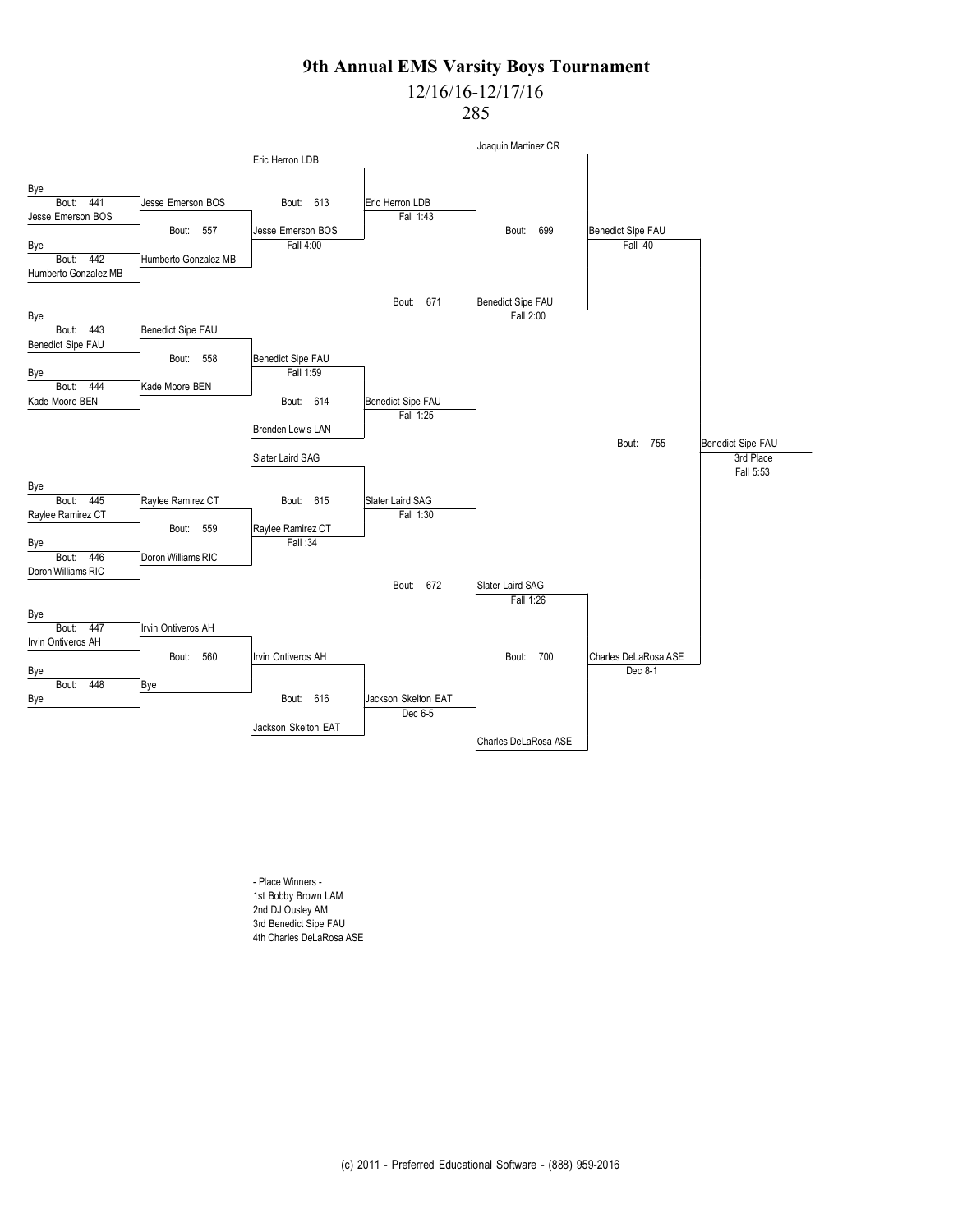# 9th Annual EMS Varsity Boys Tournament

12/16/16-12/17/16

285

Bye
Bout: 441
Jesse Emerson BOS

Jesse Emerson BOS

Bye
Bout: 442
Humberto Gonzalez MB

Humberto Gonzalez MB

Bout: 557

Eric Herron LDB

Bout: 613

Jesse Emerson BOS
Fall 4:00

Eric Herron LDB
Fall 1:43

Bye
Bout: 443
Benedict Sipe FAU

Benedict Sipe FAU

Bye
Bout: 444
Kade Moore BEN

Kade Moore BEN

Bout: 558

Benedict Sipe FAU
Fall 1:59

Bout: 614

Brenden Lewis LAN

Benedict Sipe FAU
Fall 1:25

Bout: 671

Benedict Sipe FAU
Fall 2:00

Joaquin Martinez CR

Bout: 699

Benedict Sipe FAU
Fall :40

Bye
Bout: 445
Raylee Ramirez CT

Raylee Ramirez CT

Bye
Bout: 446
Doron Williams RIC

Doron Williams RIC

Bout: 559

Slater Laird SAG

Bout: 615

Raylee Ramirez CT
Fall :34

Slater Laird SAG
Fall 1:30

Bye
Bout: 447
Irvin Ontiveros AH

Irvin Ontiveros AH

Bye
Bout: 448
Bye

Bye

Bout: 560

Irvin Ontiveros AH

Bout: 616

Jackson Skelton EAT

Jackson Skelton EAT
Dec 6-5

Bout: 672

Slater Laird SAG
Fall 1:26

Bout: 700

Charles DeLaRosa ASE

Charles DeLaRosa ASE
Dec 8-1

Bout: 755

Benedict Sipe FAU
3rd Place
Fall 5:53

- Place Winners -
1st Bobby Brown LAM
2nd DJ Ousley AM
3rd Benedict Sipe FAU
4th Charles DeLaRosa ASE